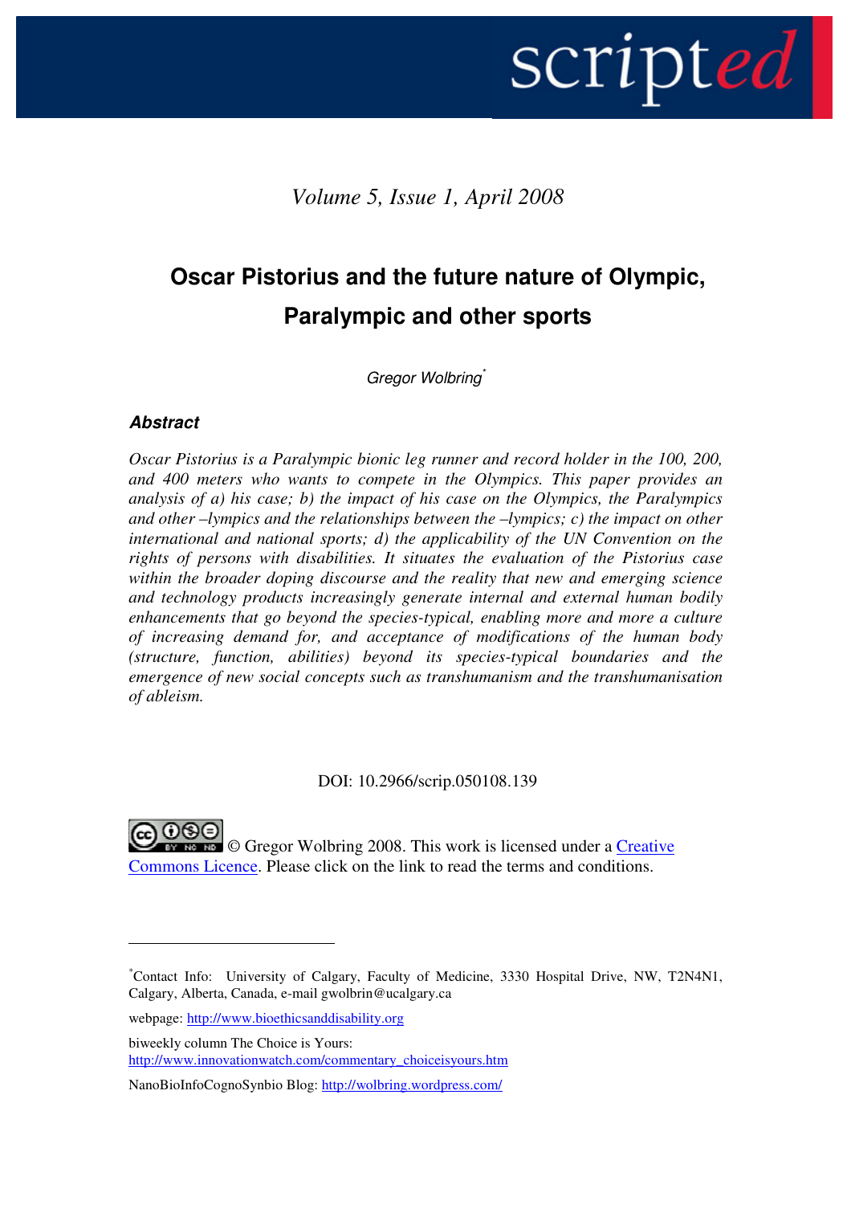*Volume 5, Issue 1, April 2008*

# Oscar Pistorius and the future nature of Olympic, Paralympic and other sports

*Gregor Wolbring*[*]

### *Abstract*

*Oscar Pistorius is a Paralympic bionic leg runner and record holder in the 100, 200, and 400 meters who wants to compete in the Olympics. This paper provides an analysis of a) his case; b) the impact of his case on the Olympics, the Paralympics and other –lympics and the relationships between the –lympics; c) the impact on other international and national sports; d) the applicability of the UN Convention on the rights of persons with disabilities. It situates the evaluation of the Pistorius case within the broader doping discourse and the reality that new and emerging science and technology products increasingly generate internal and external human bodily enhancements that go beyond the species-typical, enabling more and more a culture of increasing demand for, and acceptance of modifications of the human body (structure, function, abilities) beyond its species-typical boundaries and the emergence of new social concepts such as transhumanism and the transhumanisation of ableism.*

DOI: 10.2966/scrip.050108.139

© Gregor Wolbring 2008. This work is licensed under a [Creative Commons Licence](). Please click on the link to read the terms and conditions.

---

[*]Contact Info: University of Calgary, Faculty of Medicine, 3330 Hospital Drive, NW, T2N4N1, Calgary, Alberta, Canada, e-mail gwolbrin@ucalgary.ca

webpage: [http://www.bioethicsanddisability.org](http://www.bioethicsanddisability.org)

biweekly column The Choice is Yours:
[http://www.innovationwatch.com/commentary_choiceisyours.htm](http://www.innovationwatch.com/commentary_choiceisyours.htm)

NanoBioInfoCognoSynbio Blog: [http://wolbring.wordpress.com/](http://wolbring.wordpress.com/)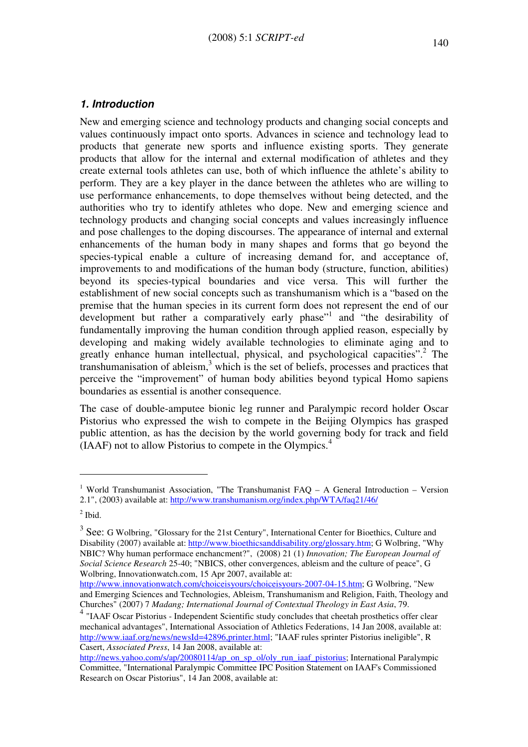### *1. Introduction*

New and emerging science and technology products and changing social concepts and values continuously impact onto sports. Advances in science and technology lead to products that generate new sports and influence existing sports. They generate products that allow for the internal and external modification of athletes and they create external tools athletes can use, both of which influence the athlete's ability to perform. They are a key player in the dance between the athletes who are willing to use performance enhancements, to dope themselves without being detected, and the authorities who try to identify athletes who dope. New and emerging science and technology products and changing social concepts and values increasingly influence and pose challenges to the doping discourses. The appearance of internal and external enhancements of the human body in many shapes and forms that go beyond the species-typical enable a culture of increasing demand for, and acceptance of, improvements to and modifications of the human body (structure, function, abilities) beyond its species-typical boundaries and vice versa. This will further the establishment of new social concepts such as transhumanism which is a "based on the premise that the human species in its current form does not represent the end of our development but rather a comparatively early phase"[1] and "the desirability of fundamentally improving the human condition through applied reason, especially by developing and making widely available technologies to eliminate aging and to greatly enhance human intellectual, physical, and psychological capacities".[2] The transhumanisation of ableism,[3] which is the set of beliefs, processes and practices that perceive the "improvement" of human body abilities beyond typical Homo sapiens boundaries as essential is another consequence.

The case of double-amputee bionic leg runner and Paralympic record holder Oscar Pistorius who expressed the wish to compete in the Beijing Olympics has grasped public attention, as has the decision by the world governing body for track and field (IAAF) not to allow Pistorius to compete in the Olympics.[4]

---

[1] World Transhumanist Association, "The Transhumanist FAQ – A General Introduction – Version 2.1", (2003) available at: http://www.transhumanism.org/index.php/WTA/faq21/46/

[2] Ibid.

[3] See: G Wolbring, "Glossary for the 21st Century", International Center for Bioethics, Culture and Disability (2007) available at: http://www.bioethicsanddisability.org/glossary.htm; G Wolbring, "Why NBIC? Why human performace enchancment?", (2008) 21 (1) *Innovation; The European Journal of Social Science Research* 25-40; "NBICS, other convergences, ableism and the culture of peace", G Wolbring, Innovationwatch.com, 15 Apr 2007, available at: http://www.innovationwatch.com/choiceisyours/choiceisyours-2007-04-15.htm; G Wolbring, "New and Emerging Sciences and Technologies, Ableism, Transhumanism and Religion, Faith, Theology and Churches" (2007) 7 *Madang; International Journal of Contextual Theology in East Asia*, 79.

[4] "IAAF Oscar Pistorius - Independent Scientific study concludes that cheetah prosthetics offer clear mechanical advantages", International Association of Athletics Federations, 14 Jan 2008, available at: http://www.iaaf.org/news/newsId=42896,printer.html; "IAAF rules sprinter Pistorius ineligible", R Casert, *Associated Press*, 14 Jan 2008, available at: http://news.yahoo.com/s/ap/20080114/ap_on_sp_ol/oly_run_iaaf_pistorius; International Paralympic Committee, "International Paralympic Committee IPC Position Statement on IAAF's Commissioned Research on Oscar Pistorius", 14 Jan 2008, available at: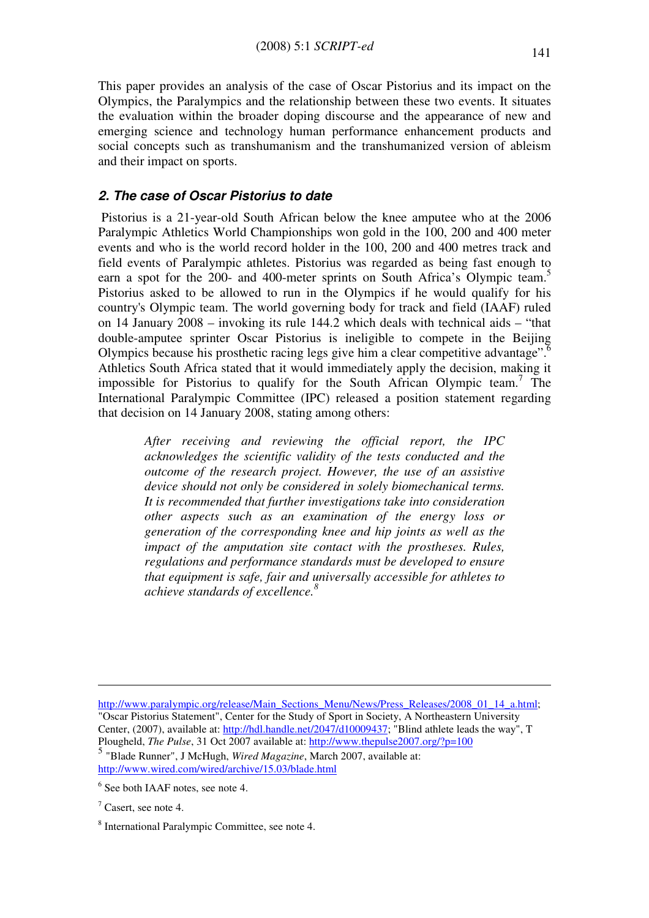This paper provides an analysis of the case of Oscar Pistorius and its impact on the Olympics, the Paralympics and the relationship between these two events. It situates the evaluation within the broader doping discourse and the appearance of new and emerging science and technology human performance enhancement products and social concepts such as transhumanism and the transhumanized version of ableism and their impact on sports.

## *2. The case of Oscar Pistorius to date*

Pistorius is a 21-year-old South African below the knee amputee who at the 2006 Paralympic Athletics World Championships won gold in the 100, 200 and 400 meter events and who is the world record holder in the 100, 200 and 400 metres track and field events of Paralympic athletes. Pistorius was regarded as being fast enough to earn a spot for the 200- and 400-meter sprints on South Africa's Olympic team.[5] Pistorius asked to be allowed to run in the Olympics if he would qualify for his country's Olympic team. The world governing body for track and field (IAAF) ruled on 14 January 2008 – invoking its rule 144.2 which deals with technical aids – "that double-amputee sprinter Oscar Pistorius is ineligible to compete in the Beijing Olympics because his prosthetic racing legs give him a clear competitive advantage".[6] Athletics South Africa stated that it would immediately apply the decision, making it impossible for Pistorius to qualify for the South African Olympic team.[7] The International Paralympic Committee (IPC) released a position statement regarding that decision on 14 January 2008, stating among others:

> *After receiving and reviewing the official report, the IPC acknowledges the scientific validity of the tests conducted and the outcome of the research project. However, the use of an assistive device should not only be considered in solely biomechanical terms. It is recommended that further investigations take into consideration other aspects such as an examination of the energy loss or generation of the corresponding knee and hip joints as well as the impact of the amputation site contact with the prostheses. Rules, regulations and performance standards must be developed to ensure that equipment is safe, fair and universally accessible for athletes to achieve standards of excellence.*[8]

---

http://www.paralympic.org/release/Main_Sections_Menu/News/Press_Releases/2008_01_14_a.html; "Oscar Pistorius Statement", Center for the Study of Sport in Society, A Northeastern University Center, (2007), available at: http://hdl.handle.net/2047/d10009437; "Blind athlete leads the way", T Plougheld, *The Pulse*, 31 Oct 2007 available at: http://www.thepulse2007.org/?p=100

[5] "Blade Runner", J McHugh, *Wired Magazine*, March 2007, available at: http://www.wired.com/wired/archive/15.03/blade.html

[6] See both IAAF notes, see note 4.

[7] Casert, see note 4.

[8] International Paralympic Committee, see note 4.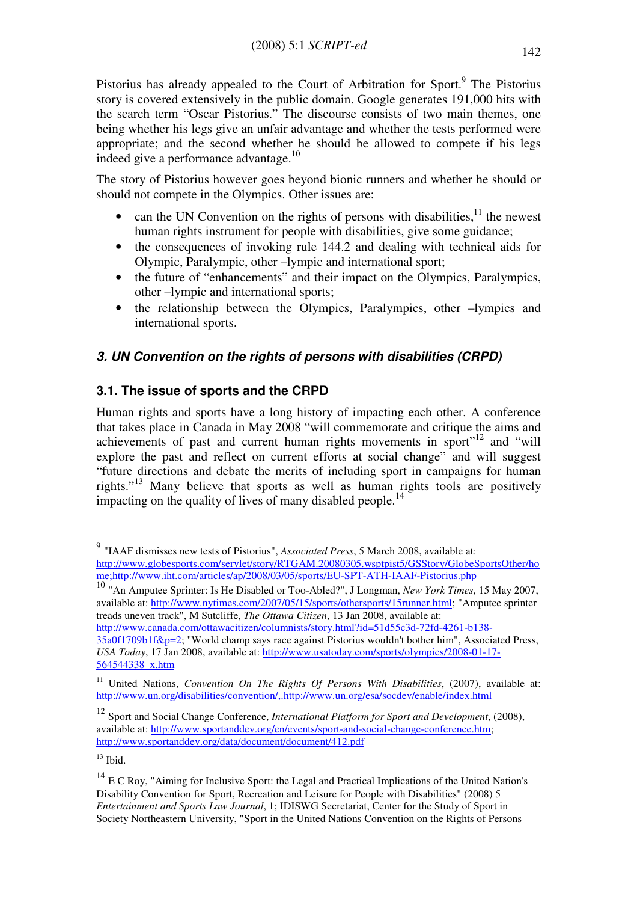Pistorius has already appealed to the Court of Arbitration for Sport.[9] The Pistorius story is covered extensively in the public domain. Google generates 191,000 hits with the search term "Oscar Pistorius." The discourse consists of two main themes, one being whether his legs give an unfair advantage and whether the tests performed were appropriate; and the second whether he should be allowed to compete if his legs indeed give a performance advantage.[10]

The story of Pistorius however goes beyond bionic runners and whether he should or should not compete in the Olympics. Other issues are:

- can the UN Convention on the rights of persons with disabilities,[11] the newest human rights instrument for people with disabilities, give some guidance;
- the consequences of invoking rule 144.2 and dealing with technical aids for Olympic, Paralympic, other –lympic and international sport;
- the future of "enhancements" and their impact on the Olympics, Paralympics, other –lympic and international sports;
- the relationship between the Olympics, Paralympics, other –lympics and international sports.

## *3. UN Convention on the rights of persons with disabilities (CRPD)*

### 3.1. The issue of sports and the CRPD

Human rights and sports have a long history of impacting each other. A conference that takes place in Canada in May 2008 "will commemorate and critique the aims and achievements of past and current human rights movements in sport"[12] and "will explore the past and reflect on current efforts at social change" and will suggest "future directions and debate the merits of including sport in campaigns for human rights."[13] Many believe that sports as well as human rights tools are positively impacting on the quality of lives of many disabled people.[14]

---

[9] "IAAF dismisses new tests of Pistorius", *Associated Press*, 5 March 2008, available at: http://www.globesports.com/servlet/story/RTGAM.20080305.wsptpist5/GSStory/GlobeSportsOther/home;http://www.iht.com/articles/ap/2008/03/05/sports/EU-SPT-ATH-IAAF-Pistorius.php

[10] "An Amputee Sprinter: Is He Disabled or Too-Abled?", J Longman, *New York Times*, 15 May 2007, available at: http://www.nytimes.com/2007/05/15/sports/othersports/15runner.html; "Amputee sprinter treads uneven track", M Sutcliffe, *The Ottawa Citizen*, 13 Jan 2008, available at: http://www.canada.com/ottawacitizen/columnists/story.html?id=51d55c3d-72fd-4261-b138-35a0f1709b1f&p=2; "World champ says race against Pistorius wouldn't bother him", Associated Press, *USA Today*, 17 Jan 2008, available at: http://www.usatoday.com/sports/olympics/2008-01-17-564544338_x.htm

[11] United Nations, *Convention On The Rights Of Persons With Disabilities*, (2007), available at: http://www.un.org/disabilities/convention/,.http://www.un.org/esa/socdev/enable/index.html

[12] Sport and Social Change Conference, *International Platform for Sport and Development*, (2008), available at: http://www.sportanddev.org/en/events/sport-and-social-change-conference.htm; http://www.sportanddev.org/data/document/document/412.pdf

[13] Ibid.

[14] E C Roy, "Aiming for Inclusive Sport: the Legal and Practical Implications of the United Nation's Disability Convention for Sport, Recreation and Leisure for People with Disabilities" (2008) 5 *Entertainment and Sports Law Journal*, 1; IDISWG Secretariat, Center for the Study of Sport in Society Northeastern University, "Sport in the United Nations Convention on the Rights of Persons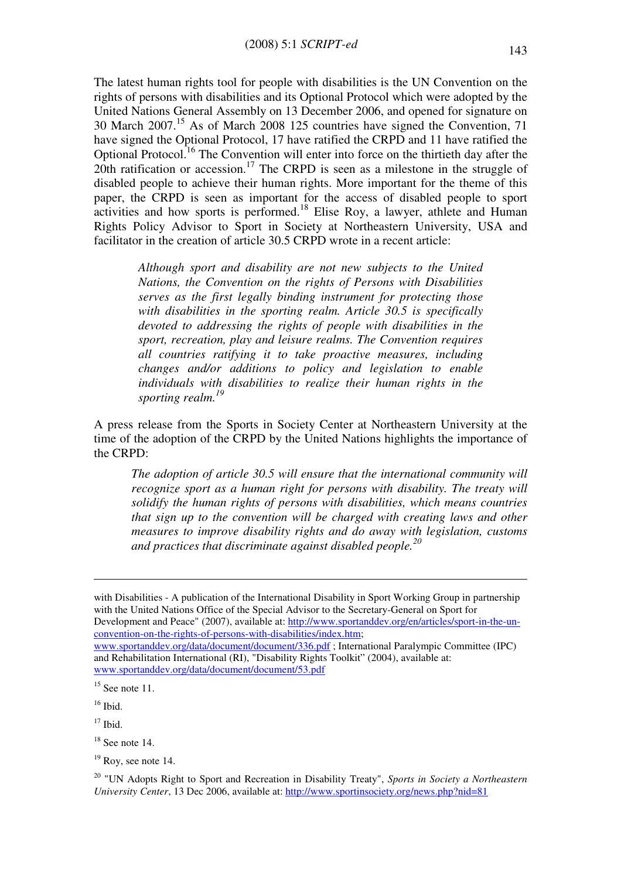The latest human rights tool for people with disabilities is the UN Convention on the rights of persons with disabilities and its Optional Protocol which were adopted by the United Nations General Assembly on 13 December 2006, and opened for signature on 30 March 2007.[15] As of March 2008 125 countries have signed the Convention, 71 have signed the Optional Protocol, 17 have ratified the CRPD and 11 have ratified the Optional Protocol.[16] The Convention will enter into force on the thirtieth day after the 20th ratification or accession.[17] The CRPD is seen as a milestone in the struggle of disabled people to achieve their human rights. More important for the theme of this paper, the CRPD is seen as important for the access of disabled people to sport activities and how sports is performed.[18] Elise Roy, a lawyer, athlete and Human Rights Policy Advisor to Sport in Society at Northeastern University, USA and facilitator in the creation of article 30.5 CRPD wrote in a recent article:

> *Although sport and disability are not new subjects to the United Nations, the Convention on the rights of Persons with Disabilities serves as the first legally binding instrument for protecting those with disabilities in the sporting realm. Article 30.5 is specifically devoted to addressing the rights of people with disabilities in the sport, recreation, play and leisure realms. The Convention requires all countries ratifying it to take proactive measures, including changes and/or additions to policy and legislation to enable individuals with disabilities to realize their human rights in the sporting realm.*[19]

A press release from the Sports in Society Center at Northeastern University at the time of the adoption of the CRPD by the United Nations highlights the importance of the CRPD:

> *The adoption of article 30.5 will ensure that the international community will recognize sport as a human right for persons with disability. The treaty will solidify the human rights of persons with disabilities, which means countries that sign up to the convention will be charged with creating laws and other measures to improve disability rights and do away with legislation, customs and practices that discriminate against disabled people.*[20]

---

with Disabilities - A publication of the International Disability in Sport Working Group in partnership with the United Nations Office of the Special Advisor to the Secretary-General on Sport for Development and Peace" (2007), available at: http://www.sportanddev.org/en/articles/sport-in-the-un-convention-on-the-rights-of-persons-with-disabilities/index.htm; www.sportanddev.org/data/document/document/336.pdf ; International Paralympic Committee (IPC) and Rehabilitation International (RI), "Disability Rights Toolkit" (2004), available at: www.sportanddev.org/data/document/document/53.pdf

[15] See note 11.

[16] Ibid.

[17] Ibid.

[18] See note 14.

[19] Roy, see note 14.

[20] "UN Adopts Right to Sport and Recreation in Disability Treaty", *Sports in Society a Northeastern University Center*, 13 Dec 2006, available at: http://www.sportinsociety.org/news.php?nid=81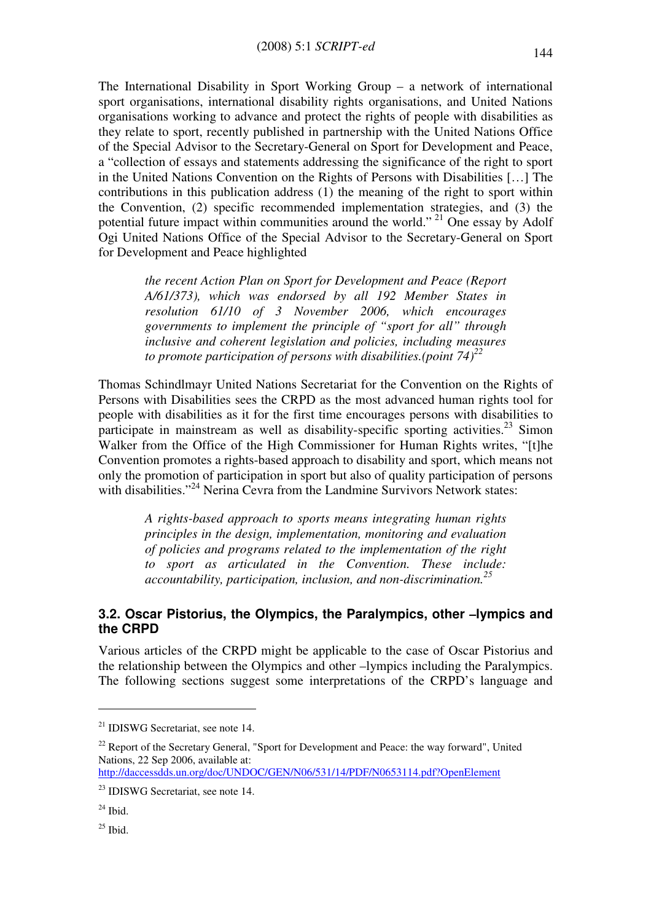The International Disability in Sport Working Group – a network of international sport organisations, international disability rights organisations, and United Nations organisations working to advance and protect the rights of people with disabilities as they relate to sport, recently published in partnership with the United Nations Office of the Special Advisor to the Secretary-General on Sport for Development and Peace, a "collection of essays and statements addressing the significance of the right to sport in the United Nations Convention on the Rights of Persons with Disabilities […] The contributions in this publication address (1) the meaning of the right to sport within the Convention, (2) specific recommended implementation strategies, and (3) the potential future impact within communities around the world."[21] One essay by Adolf Ogi United Nations Office of the Special Advisor to the Secretary-General on Sport for Development and Peace highlighted

> *the recent Action Plan on Sport for Development and Peace (Report A/61/373), which was endorsed by all 192 Member States in resolution 61/10 of 3 November 2006, which encourages governments to implement the principle of "sport for all" through inclusive and coherent legislation and policies, including measures to promote participation of persons with disabilities.(point 74)*[22]

Thomas Schindlmayr United Nations Secretariat for the Convention on the Rights of Persons with Disabilities sees the CRPD as the most advanced human rights tool for people with disabilities as it for the first time encourages persons with disabilities to participate in mainstream as well as disability-specific sporting activities.[23] Simon Walker from the Office of the High Commissioner for Human Rights writes, "[t]he Convention promotes a rights-based approach to disability and sport, which means not only the promotion of participation in sport but also of quality participation of persons with disabilities."[24] Nerina Cevra from the Landmine Survivors Network states:

> *A rights-based approach to sports means integrating human rights principles in the design, implementation, monitoring and evaluation of policies and programs related to the implementation of the right to sport as articulated in the Convention. These include: accountability, participation, inclusion, and non-discrimination.*[25]

### 3.2. Oscar Pistorius, the Olympics, the Paralympics, other –lympics and the CRPD

Various articles of the CRPD might be applicable to the case of Oscar Pistorius and the relationship between the Olympics and other –lympics including the Paralympics. The following sections suggest some interpretations of the CRPD's language and

---

[21] IDISWG Secretariat, see note 14.

[22] Report of the Secretary General, "Sport for Development and Peace: the way forward", United Nations, 22 Sep 2006, available at: http://daccessdds.un.org/doc/UNDOC/GEN/N06/531/14/PDF/N0653114.pdf?OpenElement

[23] IDISWG Secretariat, see note 14.

[24] Ibid.

[25] Ibid.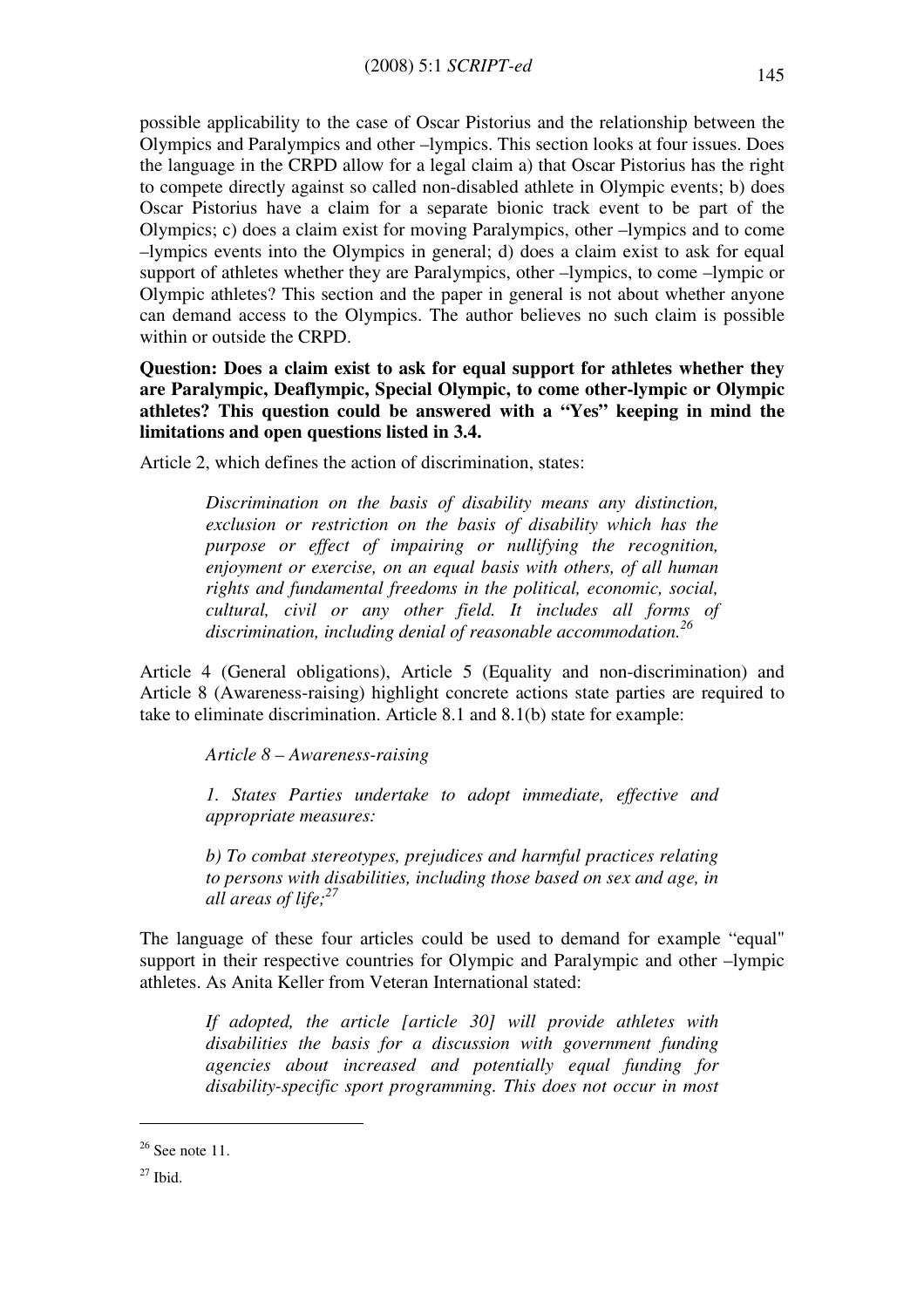possible applicability to the case of Oscar Pistorius and the relationship between the Olympics and Paralympics and other –lympics. This section looks at four issues. Does the language in the CRPD allow for a legal claim a) that Oscar Pistorius has the right to compete directly against so called non-disabled athlete in Olympic events; b) does Oscar Pistorius have a claim for a separate bionic track event to be part of the Olympics; c) does a claim exist for moving Paralympics, other –lympics and to come –lympics events into the Olympics in general; d) does a claim exist to ask for equal support of athletes whether they are Paralympics, other –lympics, to come –lympic or Olympic athletes? This section and the paper in general is not about whether anyone can demand access to the Olympics. The author believes no such claim is possible within or outside the CRPD.

**Question: Does a claim exist to ask for equal support for athletes whether they are Paralympic, Deaflympic, Special Olympic, to come other-lympic or Olympic athletes? This question could be answered with a "Yes" keeping in mind the limitations and open questions listed in 3.4.**

Article 2, which defines the action of discrimination, states:

> *Discrimination on the basis of disability means any distinction, exclusion or restriction on the basis of disability which has the purpose or effect of impairing or nullifying the recognition, enjoyment or exercise, on an equal basis with others, of all human rights and fundamental freedoms in the political, economic, social, cultural, civil or any other field. It includes all forms of discrimination, including denial of reasonable accommodation.*[26]

Article 4 (General obligations), Article 5 (Equality and non-discrimination) and Article 8 (Awareness-raising) highlight concrete actions state parties are required to take to eliminate discrimination. Article 8.1 and 8.1(b) state for example:

> *Article 8 – Awareness-raising*
>
> *1. States Parties undertake to adopt immediate, effective and appropriate measures:*
>
> *b) To combat stereotypes, prejudices and harmful practices relating to persons with disabilities, including those based on sex and age, in all areas of life;*[27]

The language of these four articles could be used to demand for example "equal" support in their respective countries for Olympic and Paralympic and other –lympic athletes. As Anita Keller from Veteran International stated:

> *If adopted, the article [article 30] will provide athletes with disabilities the basis for a discussion with government funding agencies about increased and potentially equal funding for disability-specific sport programming. This does not occur in most*

---

[26] See note 11.

[27] Ibid.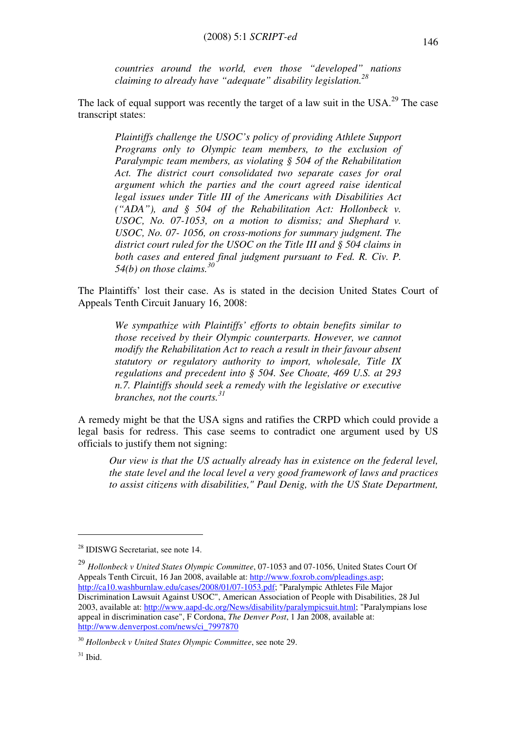> *countries around the world, even those "developed" nations claiming to already have "adequate" disability legislation.*[28]

The lack of equal support was recently the target of a law suit in the USA.[29] The case transcript states:

> *Plaintiffs challenge the USOC's policy of providing Athlete Support Programs only to Olympic team members, to the exclusion of Paralympic team members, as violating § 504 of the Rehabilitation Act. The district court consolidated two separate cases for oral argument which the parties and the court agreed raise identical legal issues under Title III of the Americans with Disabilities Act ("ADA"), and § 504 of the Rehabilitation Act: Hollonbeck v. USOC, No. 07-1053, on a motion to dismiss; and Shephard v. USOC, No. 07- 1056, on cross-motions for summary judgment. The district court ruled for the USOC on the Title III and § 504 claims in both cases and entered final judgment pursuant to Fed. R. Civ. P. 54(b) on those claims.*[30]

The Plaintiffs' lost their case. As is stated in the decision United States Court of Appeals Tenth Circuit January 16, 2008:

> *We sympathize with Plaintiffs' efforts to obtain benefits similar to those received by their Olympic counterparts. However, we cannot modify the Rehabilitation Act to reach a result in their favour absent statutory or regulatory authority to import, wholesale, Title IX regulations and precedent into § 504. See Choate, 469 U.S. at 293 n.7. Plaintiffs should seek a remedy with the legislative or executive branches, not the courts.*[31]

A remedy might be that the USA signs and ratifies the CRPD which could provide a legal basis for redress. This case seems to contradict one argument used by US officials to justify them not signing:

> *Our view is that the US actually already has in existence on the federal level, the state level and the local level a very good framework of laws and practices to assist citizens with disabilities," Paul Denig, with the US State Department,*

---

[28] IDISWG Secretariat, see note 14.

[29] *Hollonbeck v United States Olympic Committee*, 07-1053 and 07-1056, United States Court Of Appeals Tenth Circuit, 16 Jan 2008, available at: http://www.foxrob.com/pleadings.asp; http://ca10.washburnlaw.edu/cases/2008/01/07-1053.pdf; "Paralympic Athletes File Major Discrimination Lawsuit Against USOC", American Association of People with Disabilities, 28 Jul 2003, available at: http://www.aapd-dc.org/News/disability/paralympicsuit.html; "Paralympians lose appeal in discrimination case", F Cordona, *The Denver Post*, 1 Jan 2008, available at: http://www.denverpost.com/news/ci_7997870

[30] *Hollonbeck v United States Olympic Committee*, see note 29.

[31] Ibid.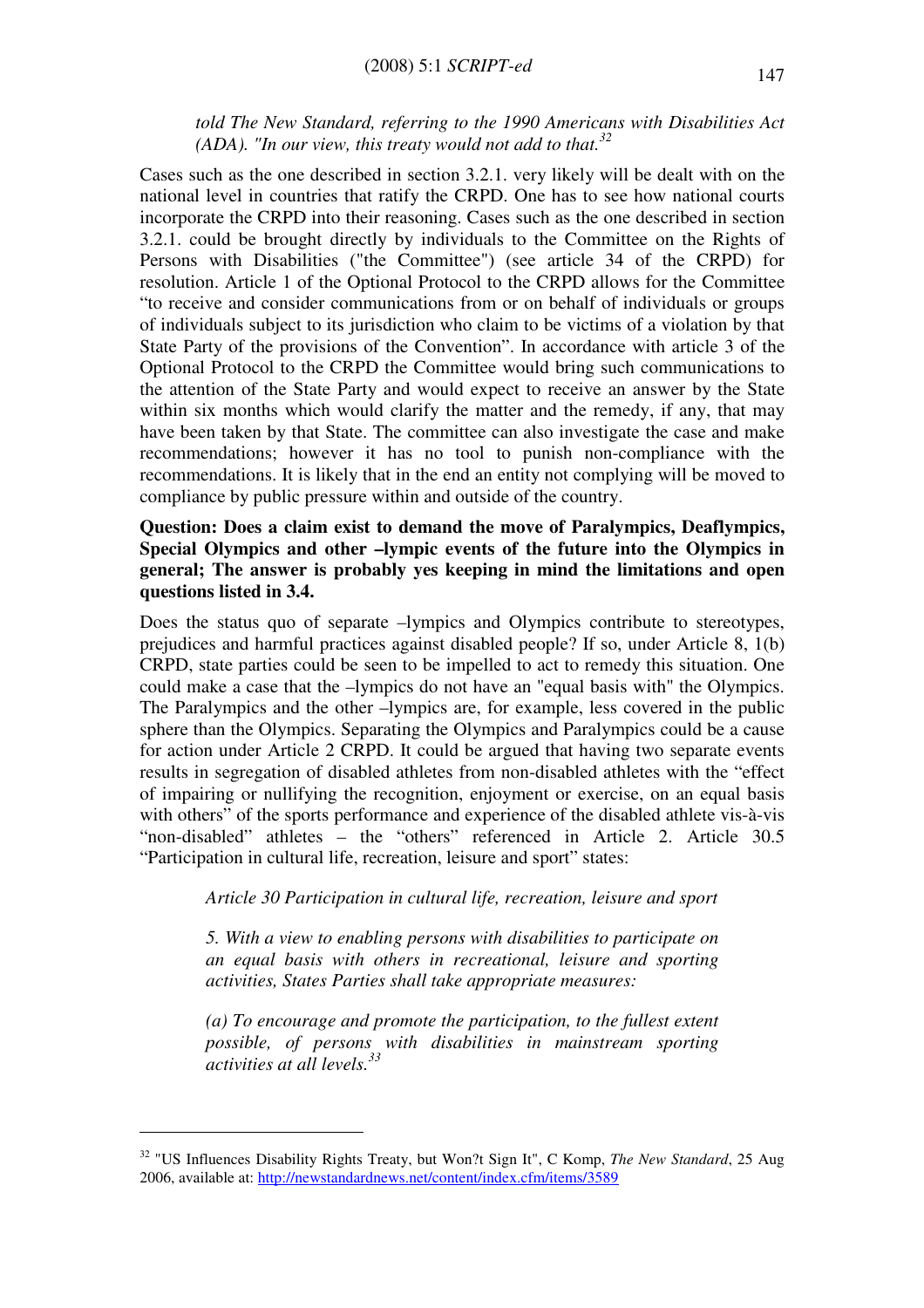*told The New Standard, referring to the 1990 Americans with Disabilities Act (ADA). "In our view, this treaty would not add to that.*[32]

Cases such as the one described in section 3.2.1. very likely will be dealt with on the national level in countries that ratify the CRPD. One has to see how national courts incorporate the CRPD into their reasoning. Cases such as the one described in section 3.2.1. could be brought directly by individuals to the Committee on the Rights of Persons with Disabilities ("the Committee") (see article 34 of the CRPD) for resolution. Article 1 of the Optional Protocol to the CRPD allows for the Committee "to receive and consider communications from or on behalf of individuals or groups of individuals subject to its jurisdiction who claim to be victims of a violation by that State Party of the provisions of the Convention". In accordance with article 3 of the Optional Protocol to the CRPD the Committee would bring such communications to the attention of the State Party and would expect to receive an answer by the State within six months which would clarify the matter and the remedy, if any, that may have been taken by that State. The committee can also investigate the case and make recommendations; however it has no tool to punish non-compliance with the recommendations. It is likely that in the end an entity not complying will be moved to compliance by public pressure within and outside of the country.

**Question: Does a claim exist to demand the move of Paralympics, Deaflympics, Special Olympics and other –lympic events of the future into the Olympics in general; The answer is probably yes keeping in mind the limitations and open questions listed in 3.4.**

Does the status quo of separate –lympics and Olympics contribute to stereotypes, prejudices and harmful practices against disabled people? If so, under Article 8, 1(b) CRPD, state parties could be seen to be impelled to act to remedy this situation. One could make a case that the –lympics do not have an "equal basis with" the Olympics. The Paralympics and the other –lympics are, for example, less covered in the public sphere than the Olympics. Separating the Olympics and Paralympics could be a cause for action under Article 2 CRPD. It could be argued that having two separate events results in segregation of disabled athletes from non-disabled athletes with the "effect of impairing or nullifying the recognition, enjoyment or exercise, on an equal basis with others" of the sports performance and experience of the disabled athlete vis-à-vis "non-disabled" athletes – the "others" referenced in Article 2. Article 30.5 "Participation in cultural life, recreation, leisure and sport" states:

> *Article 30 Participation in cultural life, recreation, leisure and sport*
>
> *5. With a view to enabling persons with disabilities to participate on an equal basis with others in recreational, leisure and sporting activities, States Parties shall take appropriate measures:*
>
> *(a) To encourage and promote the participation, to the fullest extent possible, of persons with disabilities in mainstream sporting activities at all levels.*[33]

---

[32] "US Influences Disability Rights Treaty, but Won?t Sign It", C Komp, *The New Standard*, 25 Aug 2006, available at: http://newstandardnews.net/content/index.cfm/items/3589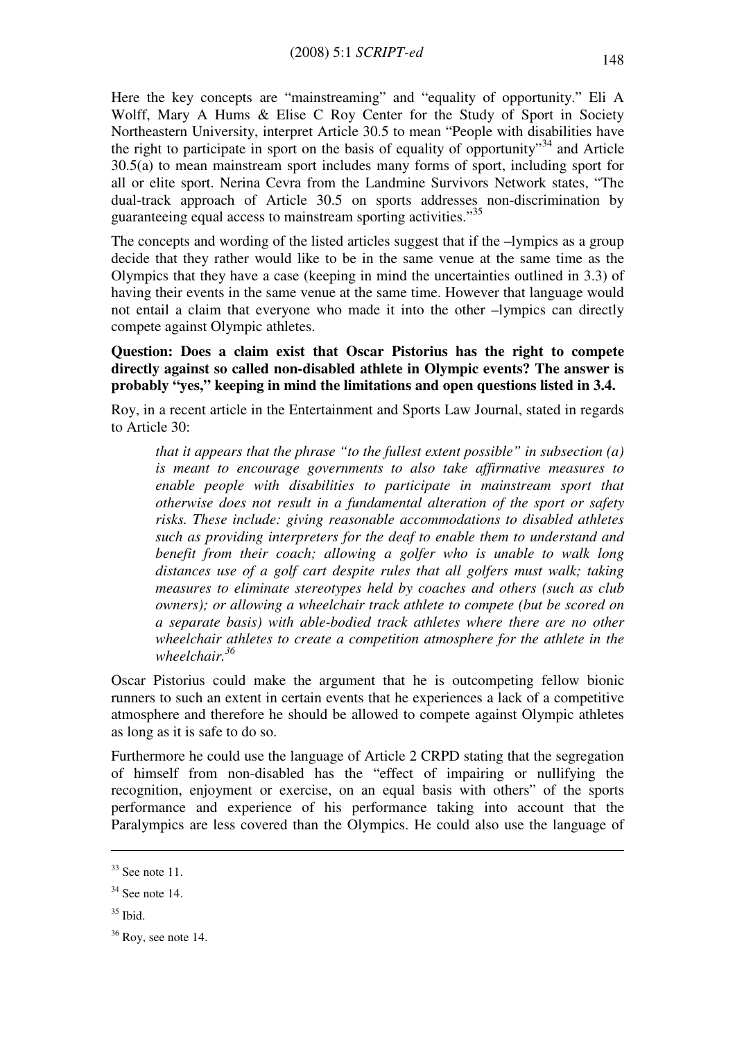Here the key concepts are "mainstreaming" and "equality of opportunity." Eli A Wolff, Mary A Hums & Elise C Roy Center for the Study of Sport in Society Northeastern University, interpret Article 30.5 to mean "People with disabilities have the right to participate in sport on the basis of equality of opportunity"[34] and Article 30.5(a) to mean mainstream sport includes many forms of sport, including sport for all or elite sport. Nerina Cevra from the Landmine Survivors Network states, "The dual-track approach of Article 30.5 on sports addresses non-discrimination by guaranteeing equal access to mainstream sporting activities."[35]

The concepts and wording of the listed articles suggest that if the –lympics as a group decide that they rather would like to be in the same venue at the same time as the Olympics that they have a case (keeping in mind the uncertainties outlined in 3.3) of having their events in the same venue at the same time. However that language would not entail a claim that everyone who made it into the other –lympics can directly compete against Olympic athletes.

**Question: Does a claim exist that Oscar Pistorius has the right to compete directly against so called non-disabled athlete in Olympic events? The answer is probably "yes," keeping in mind the limitations and open questions listed in 3.4.**

Roy, in a recent article in the Entertainment and Sports Law Journal, stated in regards to Article 30:

> *that it appears that the phrase "to the fullest extent possible" in subsection (a) is meant to encourage governments to also take affirmative measures to enable people with disabilities to participate in mainstream sport that otherwise does not result in a fundamental alteration of the sport or safety risks. These include: giving reasonable accommodations to disabled athletes such as providing interpreters for the deaf to enable them to understand and benefit from their coach; allowing a golfer who is unable to walk long distances use of a golf cart despite rules that all golfers must walk; taking measures to eliminate stereotypes held by coaches and others (such as club owners); or allowing a wheelchair track athlete to compete (but be scored on a separate basis) with able-bodied track athletes where there are no other wheelchair athletes to create a competition atmosphere for the athlete in the wheelchair.*[36]

Oscar Pistorius could make the argument that he is outcompeting fellow bionic runners to such an extent in certain events that he experiences a lack of a competitive atmosphere and therefore he should be allowed to compete against Olympic athletes as long as it is safe to do so.

Furthermore he could use the language of Article 2 CRPD stating that the segregation of himself from non-disabled has the "effect of impairing or nullifying the recognition, enjoyment or exercise, on an equal basis with others" of the sports performance and experience of his performance taking into account that the Paralympics are less covered than the Olympics. He could also use the language of

---

[33] See note 11.

[34] See note 14.

[35] Ibid.

[36] Roy, see note 14.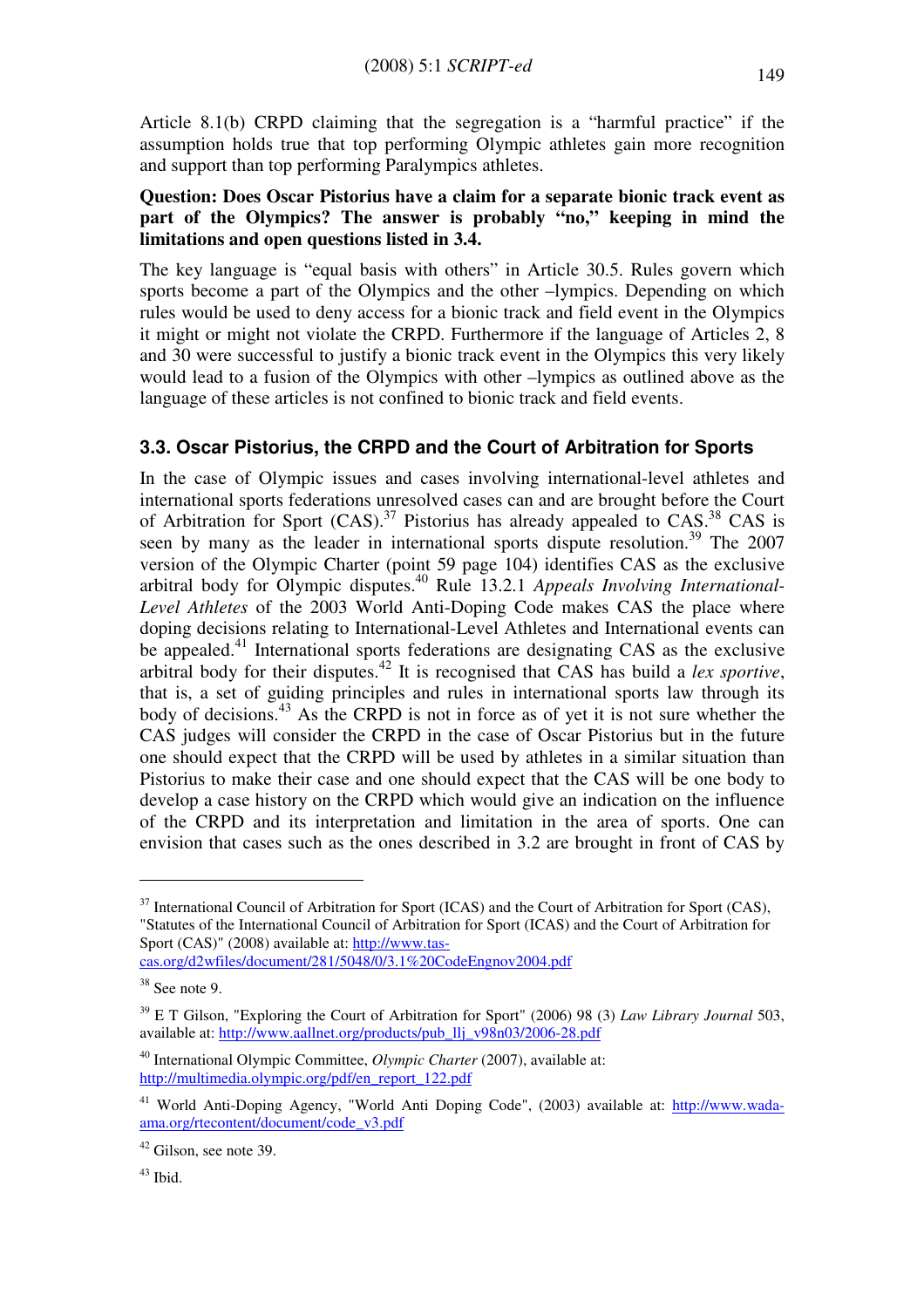Article 8.1(b) CRPD claiming that the segregation is a "harmful practice" if the assumption holds true that top performing Olympic athletes gain more recognition and support than top performing Paralympics athletes.

**Question: Does Oscar Pistorius have a claim for a separate bionic track event as part of the Olympics? The answer is probably "no," keeping in mind the limitations and open questions listed in 3.4.**

The key language is "equal basis with others" in Article 30.5. Rules govern which sports become a part of the Olympics and the other –lympics. Depending on which rules would be used to deny access for a bionic track and field event in the Olympics it might or might not violate the CRPD. Furthermore if the language of Articles 2, 8 and 30 were successful to justify a bionic track event in the Olympics this very likely would lead to a fusion of the Olympics with other –lympics as outlined above as the language of these articles is not confined to bionic track and field events.

### 3.3. Oscar Pistorius, the CRPD and the Court of Arbitration for Sports

In the case of Olympic issues and cases involving international-level athletes and international sports federations unresolved cases can and are brought before the Court of Arbitration for Sport (CAS).[37] Pistorius has already appealed to CAS.[38] CAS is seen by many as the leader in international sports dispute resolution.[39] The 2007 version of the Olympic Charter (point 59 page 104) identifies CAS as the exclusive arbitral body for Olympic disputes.[40] Rule 13.2.1 *Appeals Involving International-Level Athletes* of the 2003 World Anti-Doping Code makes CAS the place where doping decisions relating to International-Level Athletes and International events can be appealed.[41] International sports federations are designating CAS as the exclusive arbitral body for their disputes.[42] It is recognised that CAS has build a *lex sportive*, that is, a set of guiding principles and rules in international sports law through its body of decisions.[43] As the CRPD is not in force as of yet it is not sure whether the CAS judges will consider the CRPD in the case of Oscar Pistorius but in the future one should expect that the CRPD will be used by athletes in a similar situation than Pistorius to make their case and one should expect that the CAS will be one body to develop a case history on the CRPD which would give an indication on the influence of the CRPD and its interpretation and limitation in the area of sports. One can envision that cases such as the ones described in 3.2 are brought in front of CAS by

---

[37] International Council of Arbitration for Sport (ICAS) and the Court of Arbitration for Sport (CAS), "Statutes of the International Council of Arbitration for Sport (ICAS) and the Court of Arbitration for Sport (CAS)" (2008) available at: http://www.tas-cas.org/d2wfiles/document/281/5048/0/3.1%20CodeEngnov2004.pdf

[38] See note 9.

[39] E T Gilson, "Exploring the Court of Arbitration for Sport" (2006) 98 (3) *Law Library Journal* 503, available at: http://www.aallnet.org/products/pub_llj_v98n03/2006-28.pdf

[40] International Olympic Committee, *Olympic Charter* (2007), available at: http://multimedia.olympic.org/pdf/en_report_122.pdf

[41] World Anti-Doping Agency, "World Anti Doping Code", (2003) available at: http://www.wada-ama.org/rtecontent/document/code_v3.pdf

[42] Gilson, see note 39.

[43] Ibid.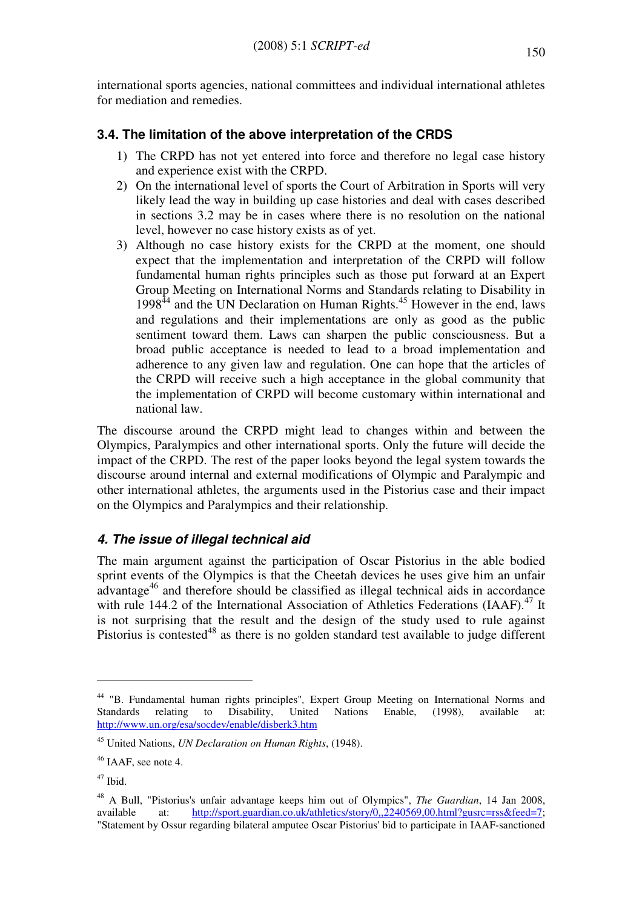international sports agencies, national committees and individual international athletes for mediation and remedies.

### 3.4. The limitation of the above interpretation of the CRDS

1) The CRPD has not yet entered into force and therefore no legal case history and experience exist with the CRPD.
2) On the international level of sports the Court of Arbitration in Sports will very likely lead the way in building up case histories and deal with cases described in sections 3.2 may be in cases where there is no resolution on the national level, however no case history exists as of yet.
3) Although no case history exists for the CRPD at the moment, one should expect that the implementation and interpretation of the CRPD will follow fundamental human rights principles such as those put forward at an Expert Group Meeting on International Norms and Standards relating to Disability in 1998[44] and the UN Declaration on Human Rights.[45] However in the end, laws and regulations and their implementations are only as good as the public sentiment toward them. Laws can sharpen the public consciousness. But a broad public acceptance is needed to lead to a broad implementation and adherence to any given law and regulation. One can hope that the articles of the CRPD will receive such a high acceptance in the global community that the implementation of CRPD will become customary within international and national law.

The discourse around the CRPD might lead to changes within and between the Olympics, Paralympics and other international sports. Only the future will decide the impact of the CRPD. The rest of the paper looks beyond the legal system towards the discourse around internal and external modifications of Olympic and Paralympic and other international athletes, the arguments used in the Pistorius case and their impact on the Olympics and Paralympics and their relationship.

## *4. The issue of illegal technical aid*

The main argument against the participation of Oscar Pistorius in the able bodied sprint events of the Olympics is that the Cheetah devices he uses give him an unfair advantage[46] and therefore should be classified as illegal technical aids in accordance with rule 144.2 of the International Association of Athletics Federations (IAAF).[47] It is not surprising that the result and the design of the study used to rule against Pistorius is contested[48] as there is no golden standard test available to judge different

---

[44] "B. Fundamental human rights principles", Expert Group Meeting on International Norms and Standards relating to Disability, United Nations Enable, (1998), available at: http://www.un.org/esa/socdev/enable/disberk3.htm

[45] United Nations, *UN Declaration on Human Rights*, (1948).

[46] IAAF, see note 4.

[47] Ibid.

[48] A Bull, "Pistorius's unfair advantage keeps him out of Olympics", *The Guardian*, 14 Jan 2008, available at: http://sport.guardian.co.uk/athletics/story/0,,2240569,00.html?gusrc=rss&feed=7; "Statement by Ossur regarding bilateral amputee Oscar Pistorius' bid to participate in IAAF-sanctioned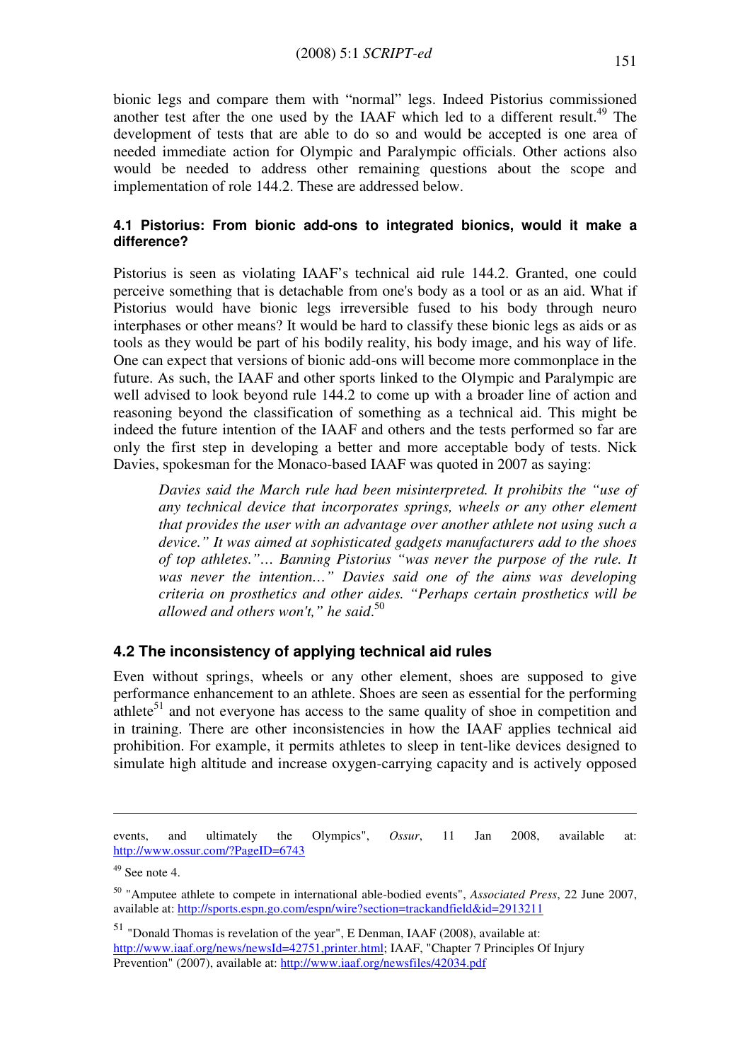bionic legs and compare them with "normal" legs. Indeed Pistorius commissioned another test after the one used by the IAAF which led to a different result.[49] The development of tests that are able to do so and would be accepted is one area of needed immediate action for Olympic and Paralympic officials. Other actions also would be needed to address other remaining questions about the scope and implementation of role 144.2. These are addressed below.

### 4.1 Pistorius: From bionic add-ons to integrated bionics, would it make a difference?

Pistorius is seen as violating IAAF's technical aid rule 144.2. Granted, one could perceive something that is detachable from one's body as a tool or as an aid. What if Pistorius would have bionic legs irreversible fused to his body through neuro interphases or other means? It would be hard to classify these bionic legs as aids or as tools as they would be part of his bodily reality, his body image, and his way of life. One can expect that versions of bionic add-ons will become more commonplace in the future. As such, the IAAF and other sports linked to the Olympic and Paralympic are well advised to look beyond rule 144.2 to come up with a broader line of action and reasoning beyond the classification of something as a technical aid. This might be indeed the future intention of the IAAF and others and the tests performed so far are only the first step in developing a better and more acceptable body of tests. Nick Davies, spokesman for the Monaco-based IAAF was quoted in 2007 as saying:

> *Davies said the March rule had been misinterpreted. It prohibits the "use of any technical device that incorporates springs, wheels or any other element that provides the user with an advantage over another athlete not using such a device." It was aimed at sophisticated gadgets manufacturers add to the shoes of top athletes."… Banning Pistorius "was never the purpose of the rule. It was never the intention…" Davies said one of the aims was developing criteria on prosthetics and other aides. "Perhaps certain prosthetics will be allowed and others won't," he said.*[50]

### 4.2 The inconsistency of applying technical aid rules

Even without springs, wheels or any other element, shoes are supposed to give performance enhancement to an athlete. Shoes are seen as essential for the performing athlete[51] and not everyone has access to the same quality of shoe in competition and in training. There are other inconsistencies in how the IAAF applies technical aid prohibition. For example, it permits athletes to sleep in tent-like devices designed to simulate high altitude and increase oxygen-carrying capacity and is actively opposed

---

events, and ultimately the Olympics", *Ossur*, 11 Jan 2008, available at: http://www.ossur.com/?PageID=6743

[49] See note 4.

[50] "Amputee athlete to compete in international able-bodied events", *Associated Press*, 22 June 2007, available at: http://sports.espn.go.com/espn/wire?section=trackandfield&id=2913211

[51] "Donald Thomas is revelation of the year", E Denman, IAAF (2008), available at: http://www.iaaf.org/news/newsId=42751,printer.html; IAAF, "Chapter 7 Principles Of Injury Prevention" (2007), available at: http://www.iaaf.org/newsfiles/42034.pdf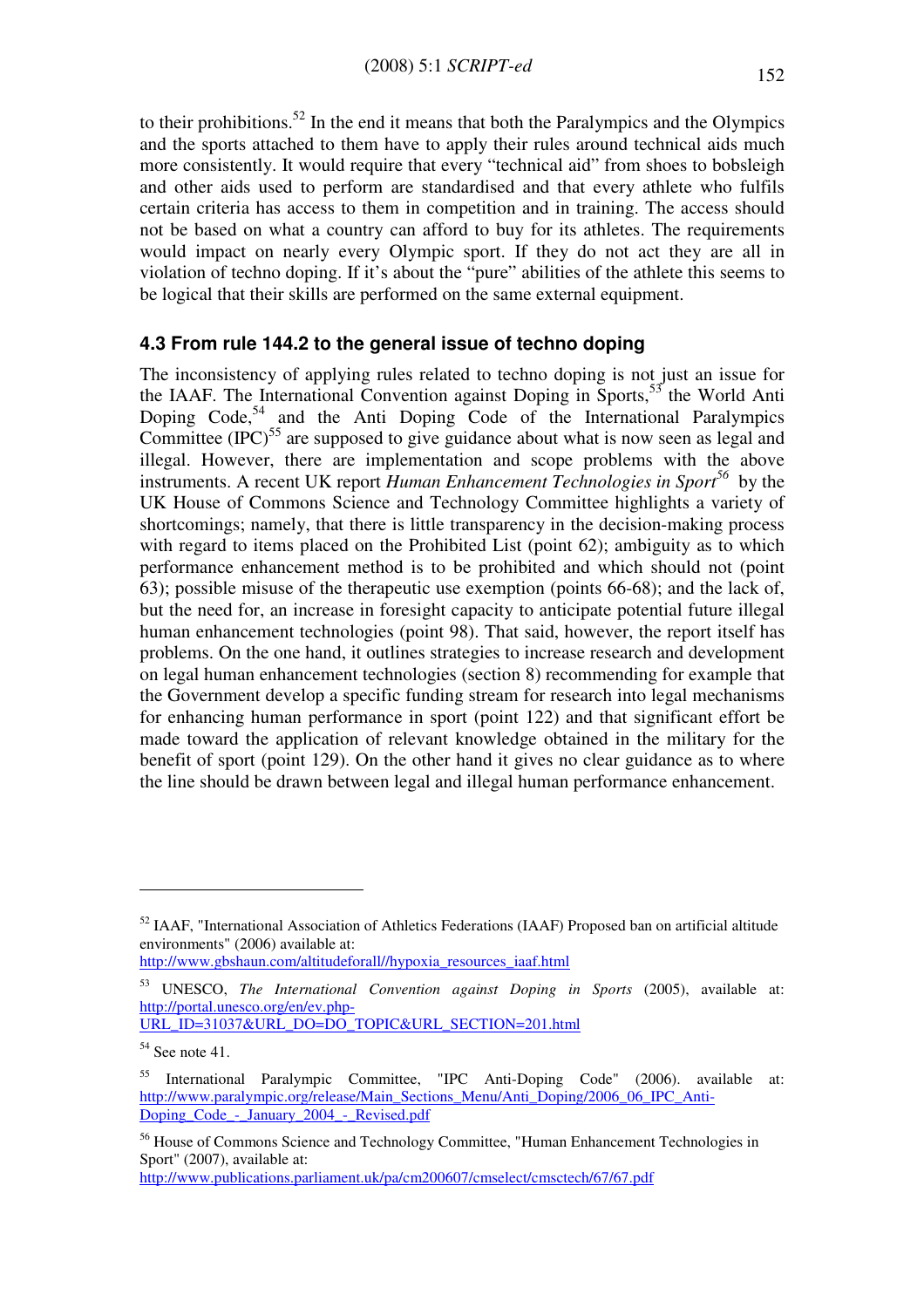to their prohibitions.[52] In the end it means that both the Paralympics and the Olympics and the sports attached to them have to apply their rules around technical aids much more consistently. It would require that every "technical aid" from shoes to bobsleigh and other aids used to perform are standardised and that every athlete who fulfils certain criteria has access to them in competition and in training. The access should not be based on what a country can afford to buy for its athletes. The requirements would impact on nearly every Olympic sport. If they do not act they are all in violation of techno doping. If it's about the "pure" abilities of the athlete this seems to be logical that their skills are performed on the same external equipment.

### 4.3 From rule 144.2 to the general issue of techno doping

The inconsistency of applying rules related to techno doping is not just an issue for the IAAF. The International Convention against Doping in Sports,[53] the World Anti Doping Code,[54] and the Anti Doping Code of the International Paralympics Committee (IPC)[55] are supposed to give guidance about what is now seen as legal and illegal. However, there are implementation and scope problems with the above instruments. A recent UK report *Human Enhancement Technologies in Sport*[56] by the UK House of Commons Science and Technology Committee highlights a variety of shortcomings; namely, that there is little transparency in the decision-making process with regard to items placed on the Prohibited List (point 62); ambiguity as to which performance enhancement method is to be prohibited and which should not (point 63); possible misuse of the therapeutic use exemption (points 66-68); and the lack of, but the need for, an increase in foresight capacity to anticipate potential future illegal human enhancement technologies (point 98). That said, however, the report itself has problems. On the one hand, it outlines strategies to increase research and development on legal human enhancement technologies (section 8) recommending for example that the Government develop a specific funding stream for research into legal mechanisms for enhancing human performance in sport (point 122) and that significant effort be made toward the application of relevant knowledge obtained in the military for the benefit of sport (point 129). On the other hand it gives no clear guidance as to where the line should be drawn between legal and illegal human performance enhancement.

---

[52] IAAF, "International Association of Athletics Federations (IAAF) Proposed ban on artificial altitude environments" (2006) available at: http://www.gbshaun.com/altitudeforall//hypoxia_resources_iaaf.html

[53] UNESCO, *The International Convention against Doping in Sports* (2005), available at: http://portal.unesco.org/en/ev.php-URL_ID=31037&URL_DO=DO_TOPIC&URL_SECTION=201.html

[54] See note 41.

[55] International Paralympic Committee, "IPC Anti-Doping Code" (2006). available at: http://www.paralympic.org/release/Main_Sections_Menu/Anti_Doping/2006_06_IPC_Anti-Doping_Code_-_January_2004_-_Revised.pdf

[56] House of Commons Science and Technology Committee, "Human Enhancement Technologies in Sport" (2007), available at: http://www.publications.parliament.uk/pa/cm200607/cmselect/cmsctech/67/67.pdf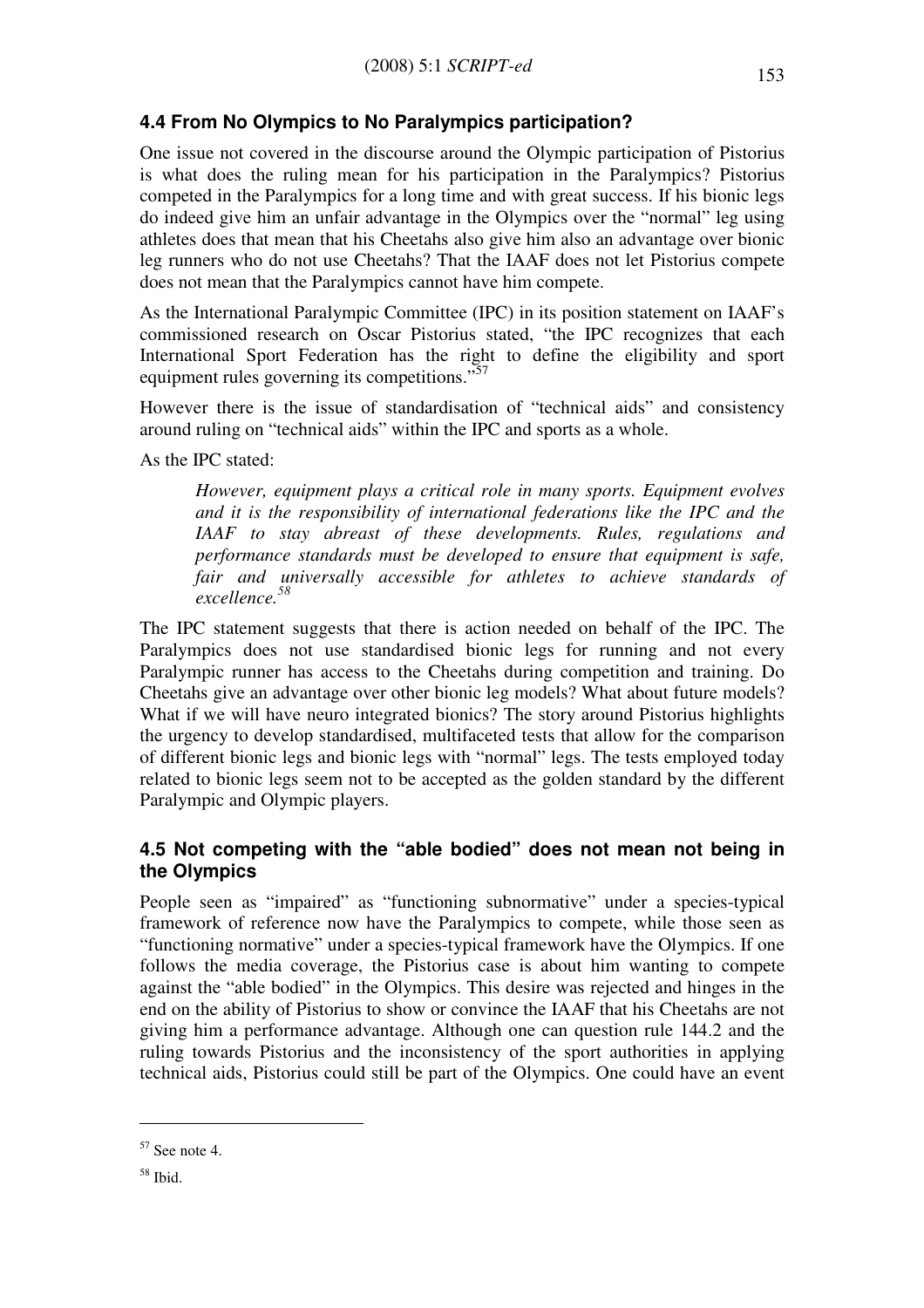### 4.4 From No Olympics to No Paralympics participation?

One issue not covered in the discourse around the Olympic participation of Pistorius is what does the ruling mean for his participation in the Paralympics? Pistorius competed in the Paralympics for a long time and with great success. If his bionic legs do indeed give him an unfair advantage in the Olympics over the "normal" leg using athletes does that mean that his Cheetahs also give him also an advantage over bionic leg runners who do not use Cheetahs? That the IAAF does not let Pistorius compete does not mean that the Paralympics cannot have him compete.

As the International Paralympic Committee (IPC) in its position statement on IAAF's commissioned research on Oscar Pistorius stated, "the IPC recognizes that each International Sport Federation has the right to define the eligibility and sport equipment rules governing its competitions."[57]

However there is the issue of standardisation of "technical aids" and consistency around ruling on "technical aids" within the IPC and sports as a whole.

As the IPC stated:

> *However, equipment plays a critical role in many sports. Equipment evolves and it is the responsibility of international federations like the IPC and the IAAF to stay abreast of these developments. Rules, regulations and performance standards must be developed to ensure that equipment is safe, fair and universally accessible for athletes to achieve standards of excellence.*[58]

The IPC statement suggests that there is action needed on behalf of the IPC. The Paralympics does not use standardised bionic legs for running and not every Paralympic runner has access to the Cheetahs during competition and training. Do Cheetahs give an advantage over other bionic leg models? What about future models? What if we will have neuro integrated bionics? The story around Pistorius highlights the urgency to develop standardised, multifaceted tests that allow for the comparison of different bionic legs and bionic legs with "normal" legs. The tests employed today related to bionic legs seem not to be accepted as the golden standard by the different Paralympic and Olympic players.

### 4.5 Not competing with the "able bodied" does not mean not being in the Olympics

People seen as "impaired" as "functioning subnormative" under a species-typical framework of reference now have the Paralympics to compete, while those seen as "functioning normative" under a species-typical framework have the Olympics. If one follows the media coverage, the Pistorius case is about him wanting to compete against the "able bodied" in the Olympics. This desire was rejected and hinges in the end on the ability of Pistorius to show or convince the IAAF that his Cheetahs are not giving him a performance advantage. Although one can question rule 144.2 and the ruling towards Pistorius and the inconsistency of the sport authorities in applying technical aids, Pistorius could still be part of the Olympics. One could have an event

---

[57] See note 4.

[58] Ibid.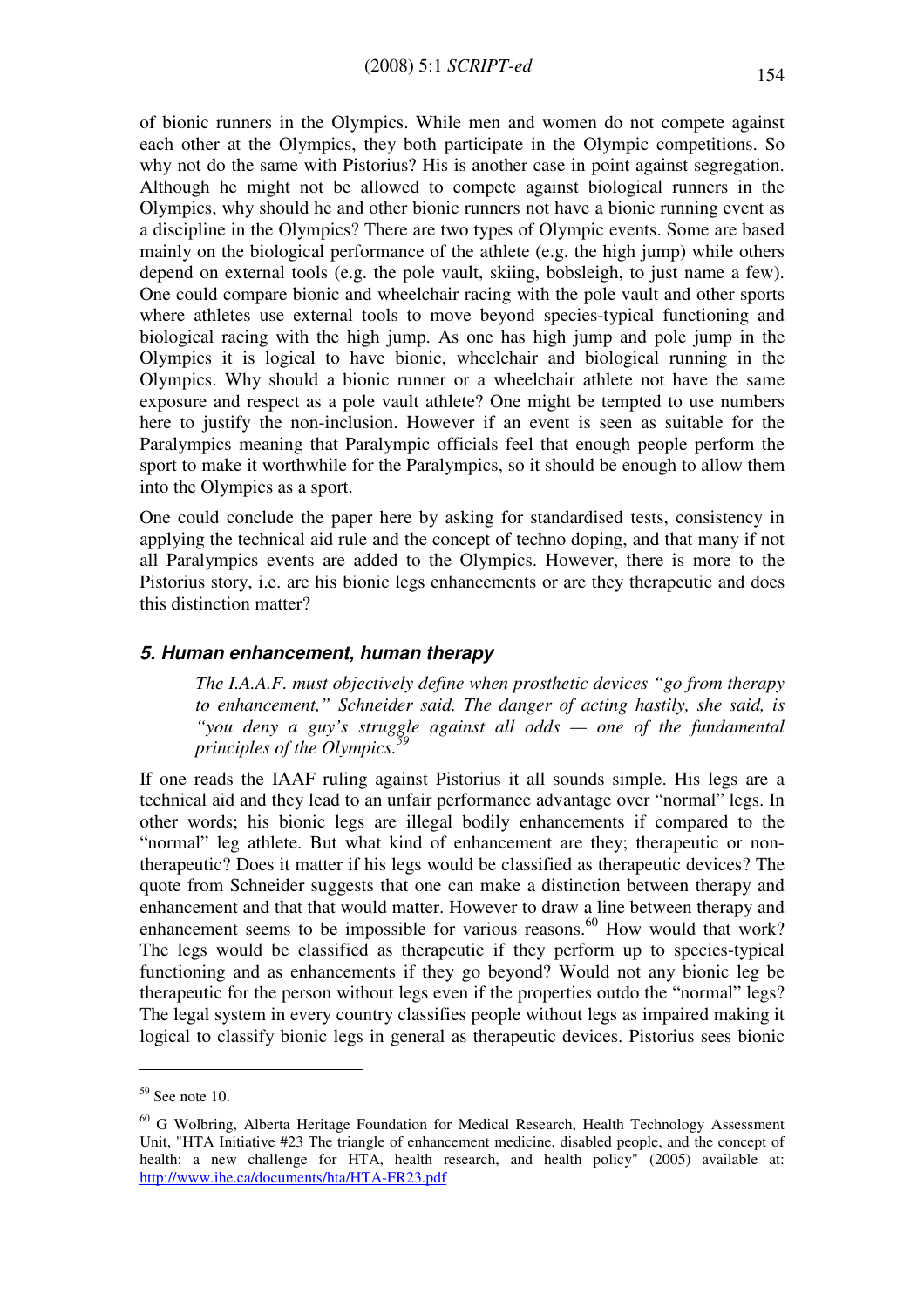of bionic runners in the Olympics. While men and women do not compete against each other at the Olympics, they both participate in the Olympic competitions. So why not do the same with Pistorius? His is another case in point against segregation. Although he might not be allowed to compete against biological runners in the Olympics, why should he and other bionic runners not have a bionic running event as a discipline in the Olympics? There are two types of Olympic events. Some are based mainly on the biological performance of the athlete (e.g. the high jump) while others depend on external tools (e.g. the pole vault, skiing, bobsleigh, to just name a few). One could compare bionic and wheelchair racing with the pole vault and other sports where athletes use external tools to move beyond species-typical functioning and biological racing with the high jump. As one has high jump and pole jump in the Olympics it is logical to have bionic, wheelchair and biological running in the Olympics. Why should a bionic runner or a wheelchair athlete not have the same exposure and respect as a pole vault athlete? One might be tempted to use numbers here to justify the non-inclusion. However if an event is seen as suitable for the Paralympics meaning that Paralympic officials feel that enough people perform the sport to make it worthwhile for the Paralympics, so it should be enough to allow them into the Olympics as a sport.

One could conclude the paper here by asking for standardised tests, consistency in applying the technical aid rule and the concept of techno doping, and that many if not all Paralympics events are added to the Olympics. However, there is more to the Pistorius story, i.e. are his bionic legs enhancements or are they therapeutic and does this distinction matter?

### *5. Human enhancement, human therapy*

> *The I.A.A.F. must objectively define when prosthetic devices "go from therapy to enhancement," Schneider said. The danger of acting hastily, she said, is "you deny a guy's struggle against all odds — one of the fundamental principles of the Olympics.*[59]

If one reads the IAAF ruling against Pistorius it all sounds simple. His legs are a technical aid and they lead to an unfair performance advantage over "normal" legs. In other words; his bionic legs are illegal bodily enhancements if compared to the "normal" leg athlete. But what kind of enhancement are they; therapeutic or non-therapeutic? Does it matter if his legs would be classified as therapeutic devices? The quote from Schneider suggests that one can make a distinction between therapy and enhancement and that that would matter. However to draw a line between therapy and enhancement seems to be impossible for various reasons.[60] How would that work? The legs would be classified as therapeutic if they perform up to species-typical functioning and as enhancements if they go beyond? Would not any bionic leg be therapeutic for the person without legs even if the properties outdo the "normal" legs? The legal system in every country classifies people without legs as impaired making it logical to classify bionic legs in general as therapeutic devices. Pistorius sees bionic

---

[59] See note 10.

[60] G Wolbring, Alberta Heritage Foundation for Medical Research, Health Technology Assessment Unit, "HTA Initiative #23 The triangle of enhancement medicine, disabled people, and the concept of health: a new challenge for HTA, health research, and health policy" (2005) available at: http://www.ihe.ca/documents/hta/HTA-FR23.pdf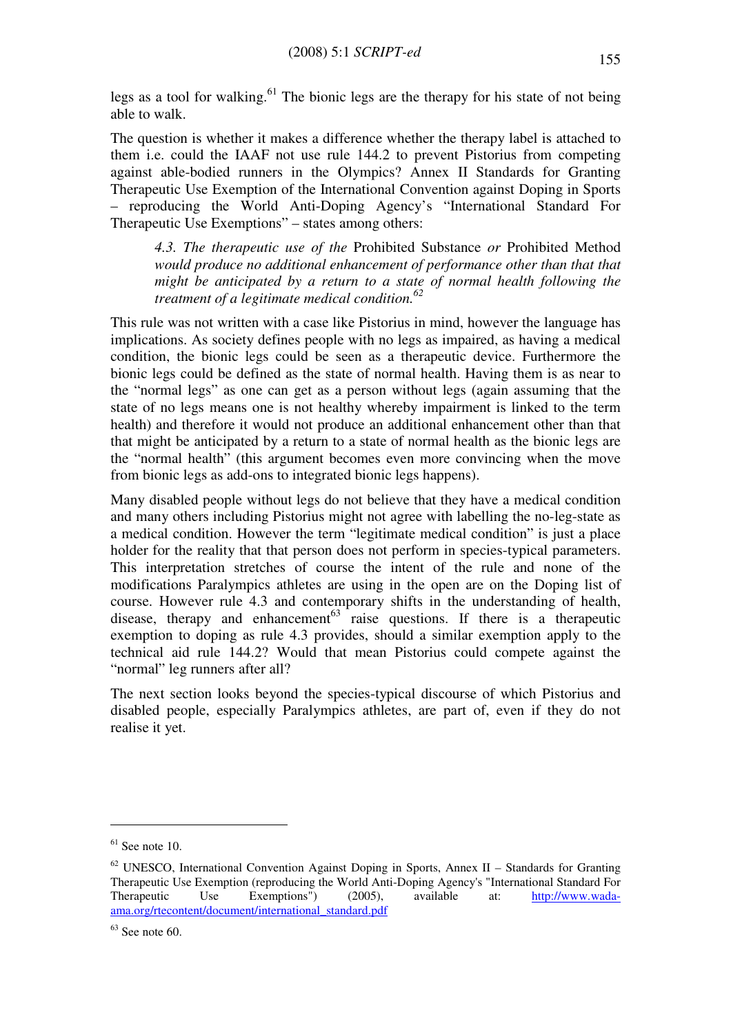legs as a tool for walking.[61] The bionic legs are the therapy for his state of not being able to walk.

The question is whether it makes a difference whether the therapy label is attached to them i.e. could the IAAF not use rule 144.2 to prevent Pistorius from competing against able-bodied runners in the Olympics? Annex II Standards for Granting Therapeutic Use Exemption of the International Convention against Doping in Sports – reproducing the World Anti-Doping Agency's "International Standard For Therapeutic Use Exemptions" – states among others:

> *4.3. The therapeutic use of the* Prohibited Substance *or* Prohibited Method *would produce no additional enhancement of performance other than that that might be anticipated by a return to a state of normal health following the treatment of a legitimate medical condition.*[62]

This rule was not written with a case like Pistorius in mind, however the language has implications. As society defines people with no legs as impaired, as having a medical condition, the bionic legs could be seen as a therapeutic device. Furthermore the bionic legs could be defined as the state of normal health. Having them is as near to the "normal legs" as one can get as a person without legs (again assuming that the state of no legs means one is not healthy whereby impairment is linked to the term health) and therefore it would not produce an additional enhancement other than that that might be anticipated by a return to a state of normal health as the bionic legs are the "normal health" (this argument becomes even more convincing when the move from bionic legs as add-ons to integrated bionic legs happens).

Many disabled people without legs do not believe that they have a medical condition and many others including Pistorius might not agree with labelling the no-leg-state as a medical condition. However the term "legitimate medical condition" is just a place holder for the reality that that person does not perform in species-typical parameters. This interpretation stretches of course the intent of the rule and none of the modifications Paralympics athletes are using in the open are on the Doping list of course. However rule 4.3 and contemporary shifts in the understanding of health, disease, therapy and enhancement[63] raise questions. If there is a therapeutic exemption to doping as rule 4.3 provides, should a similar exemption apply to the technical aid rule 144.2? Would that mean Pistorius could compete against the "normal" leg runners after all?

The next section looks beyond the species-typical discourse of which Pistorius and disabled people, especially Paralympics athletes, are part of, even if they do not realise it yet.

---

[61] See note 10.

[62] UNESCO, International Convention Against Doping in Sports, Annex II – Standards for Granting Therapeutic Use Exemption (reproducing the World Anti-Doping Agency's "International Standard For Therapeutic Use Exemptions") (2005), available at: http://www.wada-ama.org/rtecontent/document/international_standard.pdf

[63] See note 60.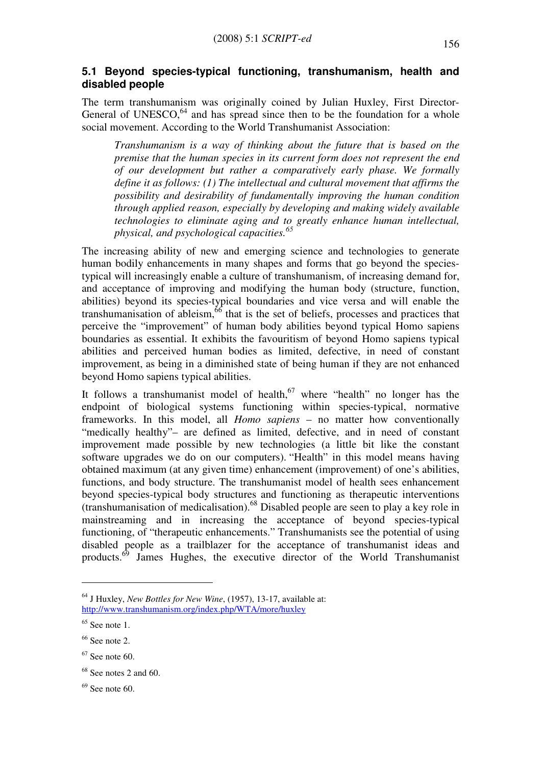### 5.1 Beyond species-typical functioning, transhumanism, health and disabled people

The term transhumanism was originally coined by Julian Huxley, First Director-General of UNESCO,[64] and has spread since then to be the foundation for a whole social movement. According to the World Transhumanist Association:

> *Transhumanism is a way of thinking about the future that is based on the premise that the human species in its current form does not represent the end of our development but rather a comparatively early phase. We formally define it as follows: (1) The intellectual and cultural movement that affirms the possibility and desirability of fundamentally improving the human condition through applied reason, especially by developing and making widely available technologies to eliminate aging and to greatly enhance human intellectual, physical, and psychological capacities.*[65]

The increasing ability of new and emerging science and technologies to generate human bodily enhancements in many shapes and forms that go beyond the species-typical will increasingly enable a culture of transhumanism, of increasing demand for, and acceptance of improving and modifying the human body (structure, function, abilities) beyond its species-typical boundaries and vice versa and will enable the transhumanisation of ableism,[66] that is the set of beliefs, processes and practices that perceive the "improvement" of human body abilities beyond typical Homo sapiens boundaries as essential. It exhibits the favouritism of beyond Homo sapiens typical abilities and perceived human bodies as limited, defective, in need of constant improvement, as being in a diminished state of being human if they are not enhanced beyond Homo sapiens typical abilities.

It follows a transhumanist model of health,[67] where "health" no longer has the endpoint of biological systems functioning within species-typical, normative frameworks. In this model, all *Homo sapiens* – no matter how conventionally "medically healthy"– are defined as limited, defective, and in need of constant improvement made possible by new technologies (a little bit like the constant software upgrades we do on our computers). "Health" in this model means having obtained maximum (at any given time) enhancement (improvement) of one's abilities, functions, and body structure. The transhumanist model of health sees enhancement beyond species-typical body structures and functioning as therapeutic interventions (transhumanisation of medicalisation).[68] Disabled people are seen to play a key role in mainstreaming and in increasing the acceptance of beyond species-typical functioning, of "therapeutic enhancements." Transhumanists see the potential of using disabled people as a trailblazer for the acceptance of transhumanist ideas and products.[69] James Hughes, the executive director of the World Transhumanist

---

[64] J Huxley, *New Bottles for New Wine*, (1957), 13-17, available at: http://www.transhumanism.org/index.php/WTA/more/huxley

[65] See note 1.

[66] See note 2.

[67] See note 60.

[68] See notes 2 and 60.

[69] See note 60.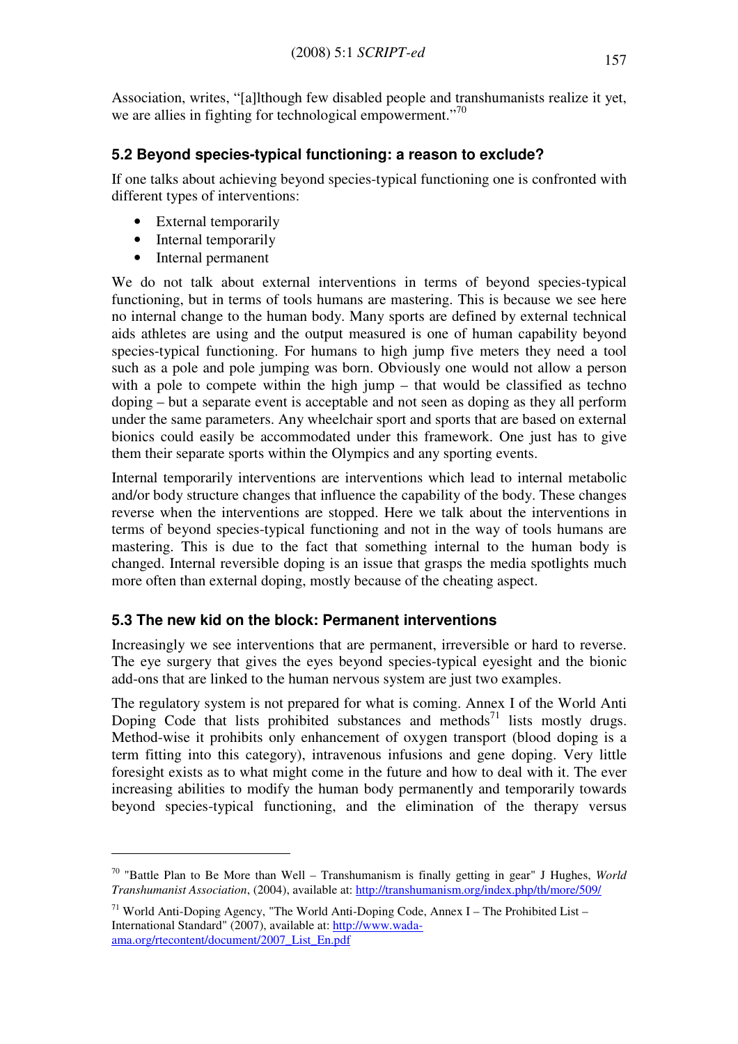Association, writes, "[a]lthough few disabled people and transhumanists realize it yet, we are allies in fighting for technological empowerment."[70]

### 5.2 Beyond species-typical functioning: a reason to exclude?

If one talks about achieving beyond species-typical functioning one is confronted with different types of interventions:

- External temporarily
- Internal temporarily
- Internal permanent

We do not talk about external interventions in terms of beyond species-typical functioning, but in terms of tools humans are mastering. This is because we see here no internal change to the human body. Many sports are defined by external technical aids athletes are using and the output measured is one of human capability beyond species-typical functioning. For humans to high jump five meters they need a tool such as a pole and pole jumping was born. Obviously one would not allow a person with a pole to compete within the high jump – that would be classified as techno doping – but a separate event is acceptable and not seen as doping as they all perform under the same parameters. Any wheelchair sport and sports that are based on external bionics could easily be accommodated under this framework. One just has to give them their separate sports within the Olympics and any sporting events.

Internal temporarily interventions are interventions which lead to internal metabolic and/or body structure changes that influence the capability of the body. These changes reverse when the interventions are stopped. Here we talk about the interventions in terms of beyond species-typical functioning and not in the way of tools humans are mastering. This is due to the fact that something internal to the human body is changed. Internal reversible doping is an issue that grasps the media spotlights much more often than external doping, mostly because of the cheating aspect.

### 5.3 The new kid on the block: Permanent interventions

Increasingly we see interventions that are permanent, irreversible or hard to reverse. The eye surgery that gives the eyes beyond species-typical eyesight and the bionic add-ons that are linked to the human nervous system are just two examples.

The regulatory system is not prepared for what is coming. Annex I of the World Anti Doping Code that lists prohibited substances and methods[71] lists mostly drugs. Method-wise it prohibits only enhancement of oxygen transport (blood doping is a term fitting into this category), intravenous infusions and gene doping. Very little foresight exists as to what might come in the future and how to deal with it. The ever increasing abilities to modify the human body permanently and temporarily towards beyond species-typical functioning, and the elimination of the therapy versus

---

[70] "Battle Plan to Be More than Well – Transhumanism is finally getting in gear" J Hughes, *World Transhumanist Association*, (2004), available at: http://transhumanism.org/index.php/th/more/509/

[71] World Anti-Doping Agency, "The World Anti-Doping Code, Annex I – The Prohibited List – International Standard" (2007), available at: http://www.wada-ama.org/rtecontent/document/2007_List_En.pdf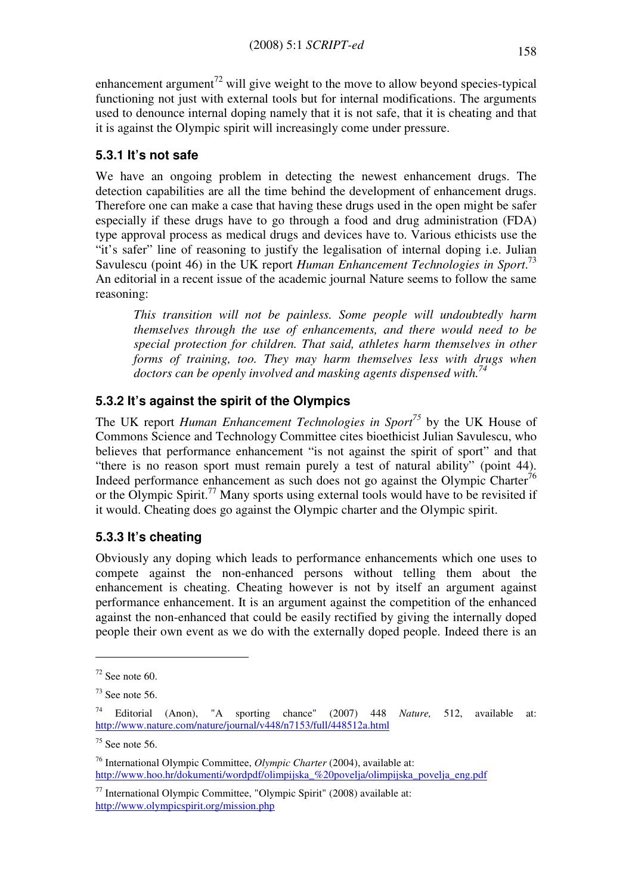enhancement argument[72] will give weight to the move to allow beyond species-typical functioning not just with external tools but for internal modifications. The arguments used to denounce internal doping namely that it is not safe, that it is cheating and that it is against the Olympic spirit will increasingly come under pressure.

### 5.3.1 It's not safe

We have an ongoing problem in detecting the newest enhancement drugs. The detection capabilities are all the time behind the development of enhancement drugs. Therefore one can make a case that having these drugs used in the open might be safer especially if these drugs have to go through a food and drug administration (FDA) type approval process as medical drugs and devices have to. Various ethicists use the "it's safer" line of reasoning to justify the legalisation of internal doping i.e. Julian Savulescu (point 46) in the UK report *Human Enhancement Technologies in Sport*.[73] An editorial in a recent issue of the academic journal Nature seems to follow the same reasoning:

> *This transition will not be painless. Some people will undoubtedly harm themselves through the use of enhancements, and there would need to be special protection for children. That said, athletes harm themselves in other forms of training, too. They may harm themselves less with drugs when doctors can be openly involved and masking agents dispensed with.*[74]

### 5.3.2 It's against the spirit of the Olympics

The UK report *Human Enhancement Technologies in Sport*[75] by the UK House of Commons Science and Technology Committee cites bioethicist Julian Savulescu, who believes that performance enhancement "is not against the spirit of sport" and that "there is no reason sport must remain purely a test of natural ability" (point 44). Indeed performance enhancement as such does not go against the Olympic Charter[76] or the Olympic Spirit.[77] Many sports using external tools would have to be revisited if it would. Cheating does go against the Olympic charter and the Olympic spirit.

### 5.3.3 It's cheating

Obviously any doping which leads to performance enhancements which one uses to compete against the non-enhanced persons without telling them about the enhancement is cheating. Cheating however is not by itself an argument against performance enhancement. It is an argument against the competition of the enhanced against the non-enhanced that could be easily rectified by giving the internally doped people their own event as we do with the externally doped people. Indeed there is an

---

[72] See note 60.

[73] See note 56.

[74] Editorial (Anon), "A sporting chance" (2007) 448 *Nature,* 512, available at: http://www.nature.com/nature/journal/v448/n7153/full/448512a.html

[75] See note 56.

[76] International Olympic Committee, *Olympic Charter* (2004), available at: http://www.hoo.hr/dokumenti/wordpdf/olimpijska_%20povelja/olimpijska_povelja_eng.pdf

[77] International Olympic Committee, "Olympic Spirit" (2008) available at: http://www.olympicspirit.org/mission.php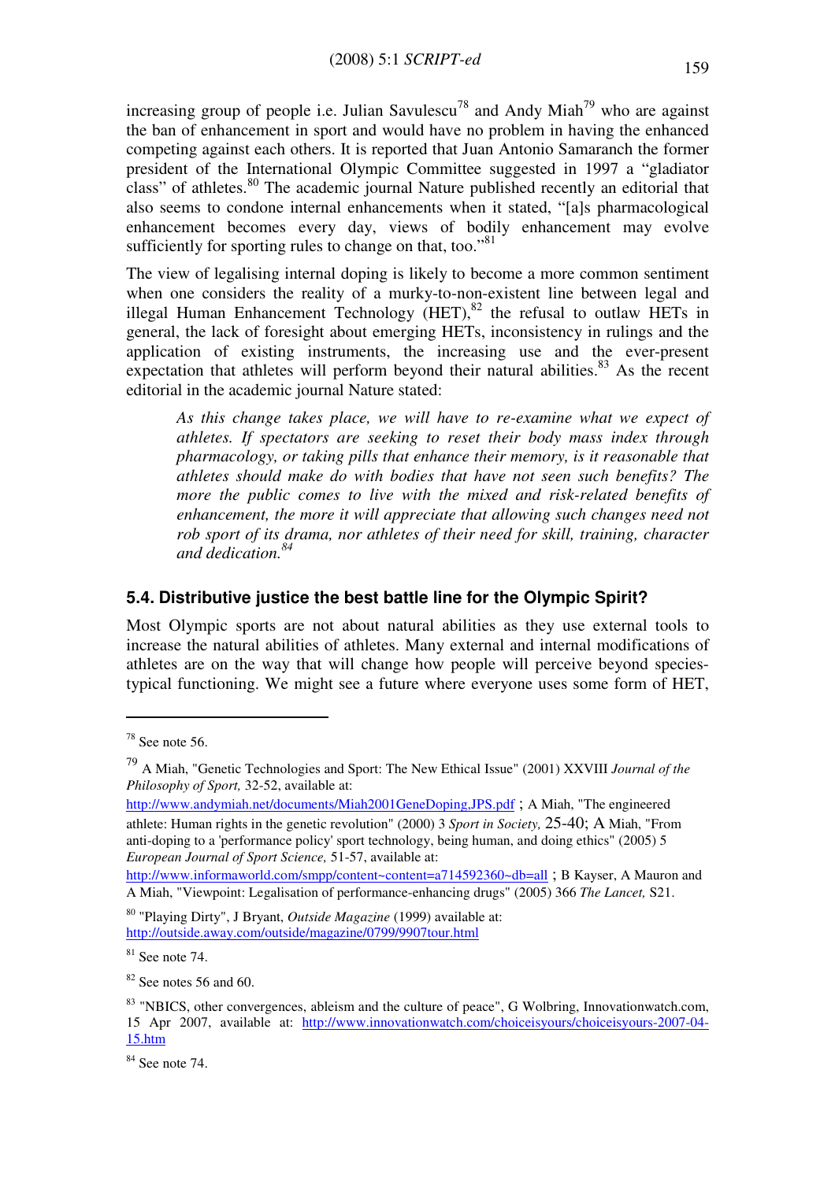increasing group of people i.e. Julian Savulescu[78] and Andy Miah[79] who are against the ban of enhancement in sport and would have no problem in having the enhanced competing against each others. It is reported that Juan Antonio Samaranch the former president of the International Olympic Committee suggested in 1997 a "gladiator class" of athletes.[80] The academic journal Nature published recently an editorial that also seems to condone internal enhancements when it stated, "[a]s pharmacological enhancement becomes every day, views of bodily enhancement may evolve sufficiently for sporting rules to change on that, too."[81]

The view of legalising internal doping is likely to become a more common sentiment when one considers the reality of a murky-to-non-existent line between legal and illegal Human Enhancement Technology (HET),[82] the refusal to outlaw HETs in general, the lack of foresight about emerging HETs, inconsistency in rulings and the application of existing instruments, the increasing use and the ever-present expectation that athletes will perform beyond their natural abilities.[83] As the recent editorial in the academic journal Nature stated:

> *As this change takes place, we will have to re-examine what we expect of athletes. If spectators are seeking to reset their body mass index through pharmacology, or taking pills that enhance their memory, is it reasonable that athletes should make do with bodies that have not seen such benefits? The more the public comes to live with the mixed and risk-related benefits of enhancement, the more it will appreciate that allowing such changes need not rob sport of its drama, nor athletes of their need for skill, training, character and dedication.*[84]

### 5.4. Distributive justice the best battle line for the Olympic Spirit?

Most Olympic sports are not about natural abilities as they use external tools to increase the natural abilities of athletes. Many external and internal modifications of athletes are on the way that will change how people will perceive beyond species-typical functioning. We might see a future where everyone uses some form of HET,

---

[78] See note 56.

[79] A Miah, "Genetic Technologies and Sport: The New Ethical Issue" (2001) XXVIII *Journal of the Philosophy of Sport,* 32-52, available at: http://www.andymiah.net/documents/Miah2001GeneDoping,JPS.pdf ; A Miah, "The engineered athlete: Human rights in the genetic revolution" (2000) 3 *Sport in Society,* 25-40; A Miah, "From anti-doping to a 'performance policy' sport technology, being human, and doing ethics" (2005) 5 *European Journal of Sport Science,* 51-57, available at: http://www.informaworld.com/smpp/content~content=a714592360~db=all ; B Kayser, A Mauron and A Miah, "Viewpoint: Legalisation of performance-enhancing drugs" (2005) 366 *The Lancet,* S21.

[80] "Playing Dirty", J Bryant, *Outside Magazine* (1999) available at: http://outside.away.com/outside/magazine/0799/9907tour.html

[81] See note 74.

[82] See notes 56 and 60.

[83] "NBICS, other convergences, ableism and the culture of peace", G Wolbring, Innovationwatch.com, 15 Apr 2007, available at: http://www.innovationwatch.com/choiceisyours/choiceisyours-2007-04-15.htm

[84] See note 74.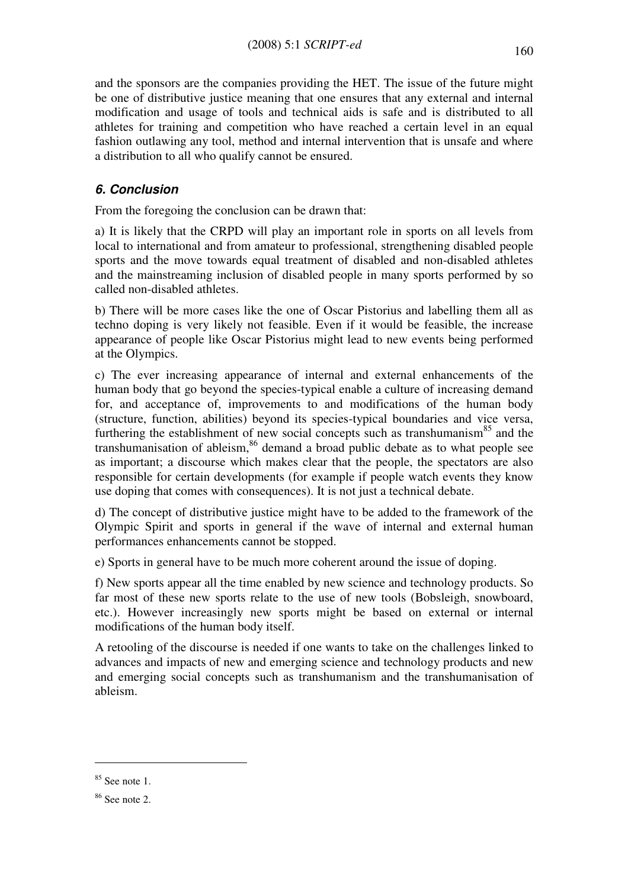and the sponsors are the companies providing the HET. The issue of the future might be one of distributive justice meaning that one ensures that any external and internal modification and usage of tools and technical aids is safe and is distributed to all athletes for training and competition who have reached a certain level in an equal fashion outlawing any tool, method and internal intervention that is unsafe and where a distribution to all who qualify cannot be ensured.

### *6. Conclusion*

From the foregoing the conclusion can be drawn that:

a) It is likely that the CRPD will play an important role in sports on all levels from local to international and from amateur to professional, strengthening disabled people sports and the move towards equal treatment of disabled and non-disabled athletes and the mainstreaming inclusion of disabled people in many sports performed by so called non-disabled athletes.

b) There will be more cases like the one of Oscar Pistorius and labelling them all as techno doping is very likely not feasible. Even if it would be feasible, the increase appearance of people like Oscar Pistorius might lead to new events being performed at the Olympics.

c) The ever increasing appearance of internal and external enhancements of the human body that go beyond the species-typical enable a culture of increasing demand for, and acceptance of, improvements to and modifications of the human body (structure, function, abilities) beyond its species-typical boundaries and vice versa, furthering the establishment of new social concepts such as transhumanism[85] and the transhumanisation of ableism,[86] demand a broad public debate as to what people see as important; a discourse which makes clear that the people, the spectators are also responsible for certain developments (for example if people watch events they know use doping that comes with consequences). It is not just a technical debate.

d) The concept of distributive justice might have to be added to the framework of the Olympic Spirit and sports in general if the wave of internal and external human performances enhancements cannot be stopped.

e) Sports in general have to be much more coherent around the issue of doping.

f) New sports appear all the time enabled by new science and technology products. So far most of these new sports relate to the use of new tools (Bobsleigh, snowboard, etc.). However increasingly new sports might be based on external or internal modifications of the human body itself.

A retooling of the discourse is needed if one wants to take on the challenges linked to advances and impacts of new and emerging science and technology products and new and emerging social concepts such as transhumanism and the transhumanisation of ableism.

---

[85] See note 1.

[86] See note 2.